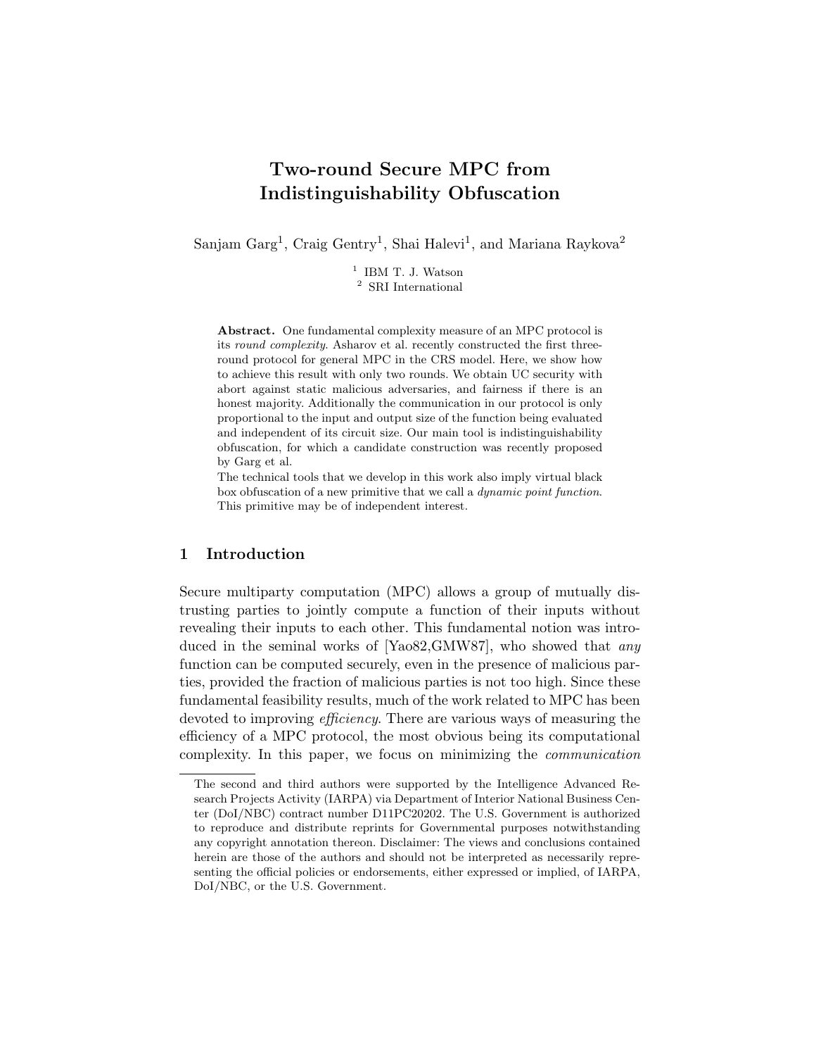# Two-round Secure MPC from Indistinguishability Obfuscation

Sanjam Garg[1], Craig Gentry[1], Shai Halevi[1], and Mariana Raykova[2]

[1] IBM T. J. Watson
[2] SRI International

**Abstract.** One fundamental complexity measure of an MPC protocol is its *round complexity*. Asharov et al. recently constructed the first three-round protocol for general MPC in the CRS model. Here, we show how to achieve this result with only two rounds. We obtain UC security with abort against static malicious adversaries, and fairness if there is an honest majority. Additionally the communication in our protocol is only proportional to the input and output size of the function being evaluated and independent of its circuit size. Our main tool is indistinguishability obfuscation, for which a candidate construction was recently proposed by Garg et al.
The technical tools that we develop in this work also imply virtual black box obfuscation of a new primitive that we call a *dynamic point function*. This primitive may be of independent interest.

## 1 Introduction

Secure multiparty computation (MPC) allows a group of mutually distrusting parties to jointly compute a function of their inputs without revealing their inputs to each other. This fundamental notion was introduced in the seminal works of [Yao82,GMW87], who showed that *any* function can be computed securely, even in the presence of malicious parties, provided the fraction of malicious parties is not too high. Since these fundamental feasibility results, much of the work related to MPC has been devoted to improving *efficiency*. There are various ways of measuring the efficiency of a MPC protocol, the most obvious being its computational complexity. In this paper, we focus on minimizing the *communication*

The second and third authors were supported by the Intelligence Advanced Research Projects Activity (IARPA) via Department of Interior National Business Center (DoI/NBC) contract number D11PC20202. The U.S. Government is authorized to reproduce and distribute reprints for Governmental purposes notwithstanding any copyright annotation thereon. Disclaimer: The views and conclusions contained herein are those of the authors and should not be interpreted as necessarily representing the official policies or endorsements, either expressed or implied, of IARPA, DoI/NBC, or the U.S. Government.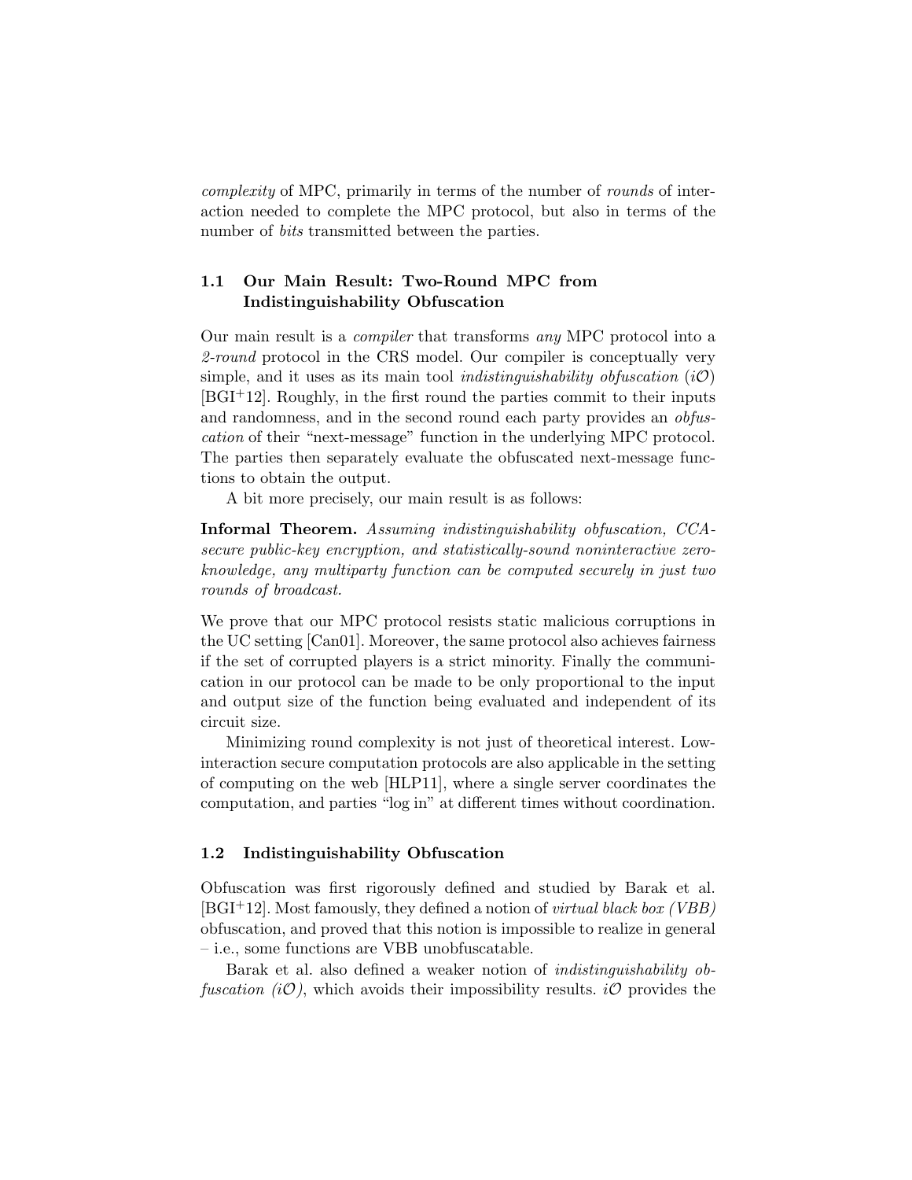*complexity* of MPC, primarily in terms of the number of *rounds* of interaction needed to complete the MPC protocol, but also in terms of the number of *bits* transmitted between the parties.

### 1.1 Our Main Result: Two-Round MPC from Indistinguishability Obfuscation

Our main result is a *compiler* that transforms *any* MPC protocol into a *2-round* protocol in the CRS model. Our compiler is conceptually very simple, and it uses as its main tool *indistinguishability obfuscation* ($i\mathcal{O}$) [BGI+12]. Roughly, in the first round the parties commit to their inputs and randomness, and in the second round each party provides an *obfuscation* of their "next-message" function in the underlying MPC protocol. The parties then separately evaluate the obfuscated next-message functions to obtain the output.

A bit more precisely, our main result is as follows:

**Informal Theorem.** *Assuming indistinguishability obfuscation, CCA-secure public-key encryption, and statistically-sound noninteractive zero-knowledge, any multiparty function can be computed securely in just two rounds of broadcast.*

We prove that our MPC protocol resists static malicious corruptions in the UC setting [Can01]. Moreover, the same protocol also achieves fairness if the set of corrupted players is a strict minority. Finally the communication in our protocol can be made to be only proportional to the input and output size of the function being evaluated and independent of its circuit size.

Minimizing round complexity is not just of theoretical interest. Low-interaction secure computation protocols are also applicable in the setting of computing on the web [HLP11], where a single server coordinates the computation, and parties "log in" at different times without coordination.

### 1.2 Indistinguishability Obfuscation

Obfuscation was first rigorously defined and studied by Barak et al. [BGI+12]. Most famously, they defined a notion of *virtual black box (VBB)* obfuscation, and proved that this notion is impossible to realize in general – i.e., some functions are VBB unobfuscatable.

Barak et al. also defined a weaker notion of *indistinguishability obfuscation ($i\mathcal{O}$)*, which avoids their impossibility results. $i\mathcal{O}$ provides the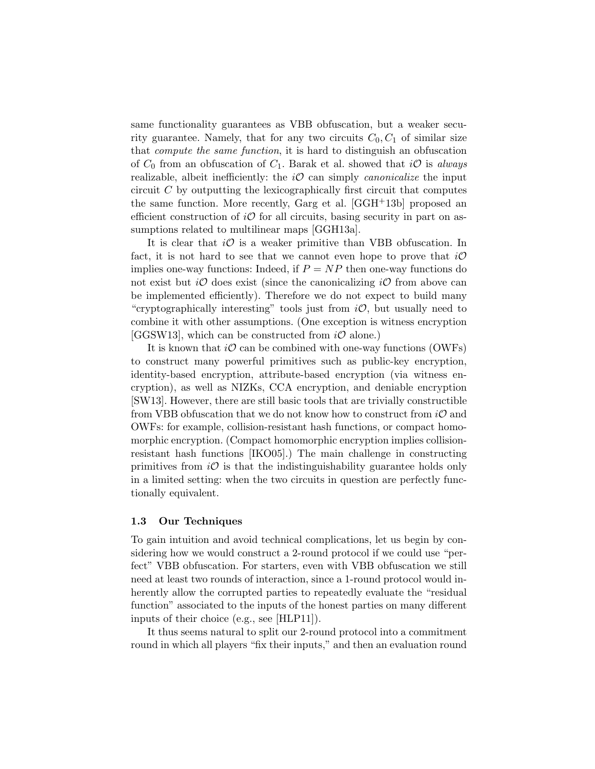same functionality guarantees as VBB obfuscation, but a weaker security guarantee. Namely, that for any two circuits $C_0, C_1$ of similar size that *compute the same function*, it is hard to distinguish an obfuscation of $C_0$ from an obfuscation of $C_1$. Barak et al. showed that $i\mathcal{O}$ is *always* realizable, albeit inefficiently: the $i\mathcal{O}$ can simply *canonicalize* the input circuit $C$ by outputting the lexicographically first circuit that computes the same function. More recently, Garg et al. [GGH+13b] proposed an efficient construction of $i\mathcal{O}$ for all circuits, basing security in part on assumptions related to multilinear maps [GGH13a].

It is clear that $i\mathcal{O}$ is a weaker primitive than VBB obfuscation. In fact, it is not hard to see that we cannot even hope to prove that $i\mathcal{O}$ implies one-way functions: Indeed, if $P = NP$ then one-way functions do not exist but $i\mathcal{O}$ does exist (since the canonicalizing $i\mathcal{O}$ from above can be implemented efficiently). Therefore we do not expect to build many "cryptographically interesting" tools just from $i\mathcal{O}$, but usually need to combine it with other assumptions. (One exception is witness encryption [GGSW13], which can be constructed from $i\mathcal{O}$ alone.)

It is known that $i\mathcal{O}$ can be combined with one-way functions (OWFs) to construct many powerful primitives such as public-key encryption, identity-based encryption, attribute-based encryption (via witness encryption), as well as NIZKs, CCA encryption, and deniable encryption [SW13]. However, there are still basic tools that are trivially constructible from VBB obfuscation that we do not know how to construct from $i\mathcal{O}$ and OWFs: for example, collision-resistant hash functions, or compact homomorphic encryption. (Compact homomorphic encryption implies collision-resistant hash functions [IKO05].) The main challenge in constructing primitives from $i\mathcal{O}$ is that the indistinguishability guarantee holds only in a limited setting: when the two circuits in question are perfectly functionally equivalent.

### 1.3 Our Techniques

To gain intuition and avoid technical complications, let us begin by considering how we would construct a 2-round protocol if we could use "perfect" VBB obfuscation. For starters, even with VBB obfuscation we still need at least two rounds of interaction, since a 1-round protocol would inherently allow the corrupted parties to repeatedly evaluate the "residual function" associated to the inputs of the honest parties on many different inputs of their choice (e.g., see [HLP11]).

It thus seems natural to split our 2-round protocol into a commitment round in which all players "fix their inputs," and then an evaluation round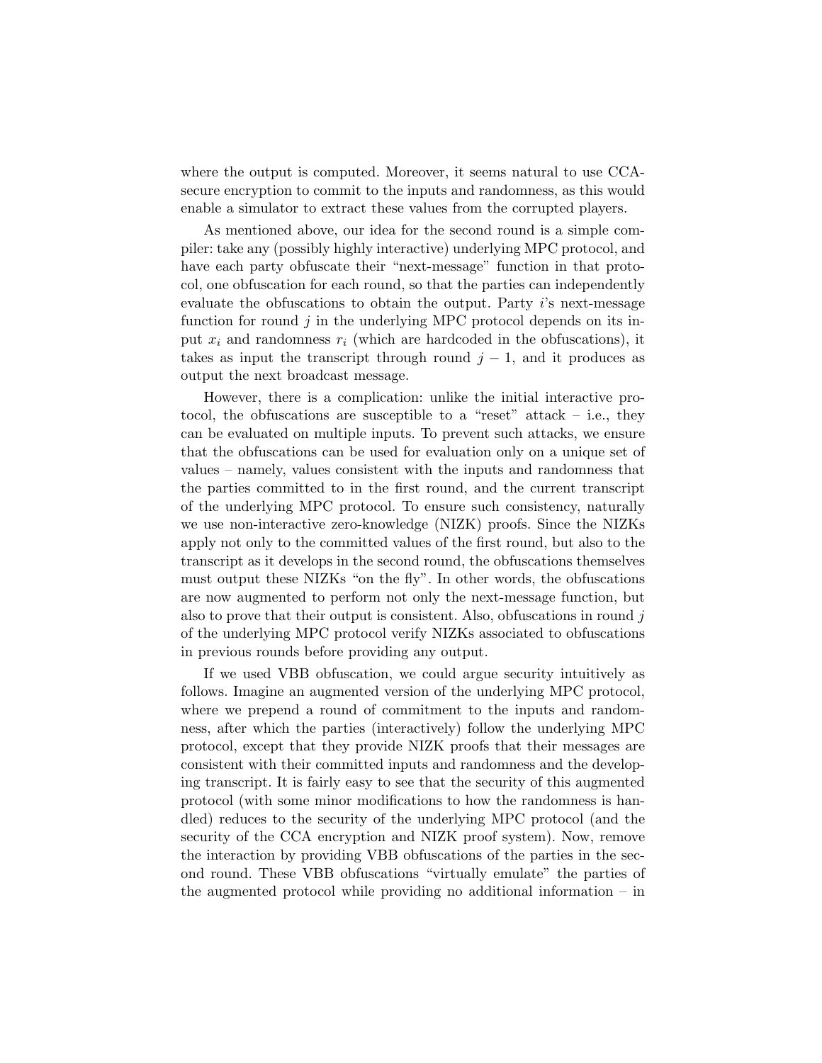where the output is computed. Moreover, it seems natural to use CCA-secure encryption to commit to the inputs and randomness, as this would enable a simulator to extract these values from the corrupted players.

As mentioned above, our idea for the second round is a simple compiler: take any (possibly highly interactive) underlying MPC protocol, and have each party obfuscate their "next-message" function in that protocol, one obfuscation for each round, so that the parties can independently evaluate the obfuscations to obtain the output. Party $i$'s next-message function for round $j$ in the underlying MPC protocol depends on its input $x_i$ and randomness $r_i$ (which are hardcoded in the obfuscations), it takes as input the transcript through round $j-1$, and it produces as output the next broadcast message.

However, there is a complication: unlike the initial interactive protocol, the obfuscations are susceptible to a "reset" attack – i.e., they can be evaluated on multiple inputs. To prevent such attacks, we ensure that the obfuscations can be used for evaluation only on a unique set of values – namely, values consistent with the inputs and randomness that the parties committed to in the first round, and the current transcript of the underlying MPC protocol. To ensure such consistency, naturally we use non-interactive zero-knowledge (NIZK) proofs. Since the NIZKs apply not only to the committed values of the first round, but also to the transcript as it develops in the second round, the obfuscations themselves must output these NIZKs "on the fly". In other words, the obfuscations are now augmented to perform not only the next-message function, but also to prove that their output is consistent. Also, obfuscations in round $j$ of the underlying MPC protocol verify NIZKs associated to obfuscations in previous rounds before providing any output.

If we used VBB obfuscation, we could argue security intuitively as follows. Imagine an augmented version of the underlying MPC protocol, where we prepend a round of commitment to the inputs and randomness, after which the parties (interactively) follow the underlying MPC protocol, except that they provide NIZK proofs that their messages are consistent with their committed inputs and randomness and the developing transcript. It is fairly easy to see that the security of this augmented protocol (with some minor modifications to how the randomness is handled) reduces to the security of the underlying MPC protocol (and the security of the CCA encryption and NIZK proof system). Now, remove the interaction by providing VBB obfuscations of the parties in the second round. These VBB obfuscations "virtually emulate" the parties of the augmented protocol while providing no additional information – in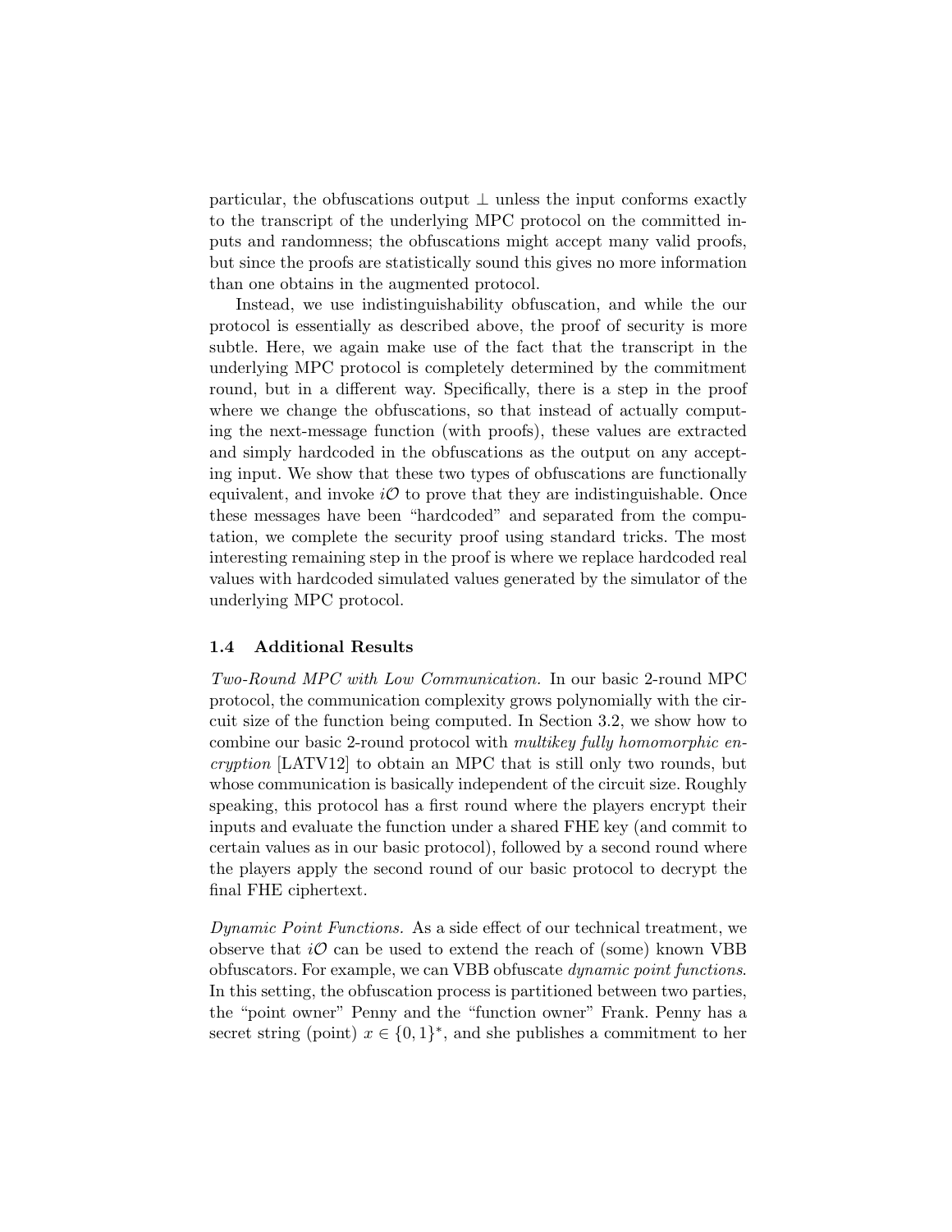particular, the obfuscations output $\perp$ unless the input conforms exactly to the transcript of the underlying MPC protocol on the committed inputs and randomness; the obfuscations might accept many valid proofs, but since the proofs are statistically sound this gives no more information than one obtains in the augmented protocol.

Instead, we use indistinguishability obfuscation, and while the our protocol is essentially as described above, the proof of security is more subtle. Here, we again make use of the fact that the transcript in the underlying MPC protocol is completely determined by the commitment round, but in a different way. Specifically, there is a step in the proof where we change the obfuscations, so that instead of actually computing the next-message function (with proofs), these values are extracted and simply hardcoded in the obfuscations as the output on any accepting input. We show that these two types of obfuscations are functionally equivalent, and invoke $i\mathcal{O}$ to prove that they are indistinguishable. Once these messages have been "hardcoded" and separated from the computation, we complete the security proof using standard tricks. The most interesting remaining step in the proof is where we replace hardcoded real values with hardcoded simulated values generated by the simulator of the underlying MPC protocol.

### 1.4 Additional Results

*Two-Round MPC with Low Communication.* In our basic 2-round MPC protocol, the communication complexity grows polynomially with the circuit size of the function being computed. In Section 3.2, we show how to combine our basic 2-round protocol with *multikey fully homomorphic encryption* [LATV12] to obtain an MPC that is still only two rounds, but whose communication is basically independent of the circuit size. Roughly speaking, this protocol has a first round where the players encrypt their inputs and evaluate the function under a shared FHE key (and commit to certain values as in our basic protocol), followed by a second round where the players apply the second round of our basic protocol to decrypt the final FHE ciphertext.

*Dynamic Point Functions.* As a side effect of our technical treatment, we observe that $i\mathcal{O}$ can be used to extend the reach of (some) known VBB obfuscators. For example, we can VBB obfuscate *dynamic point functions*. In this setting, the obfuscation process is partitioned between two parties, the "point owner" Penny and the "function owner" Frank. Penny has a secret string (point) $x \in \{0,1\}^*$, and she publishes a commitment to her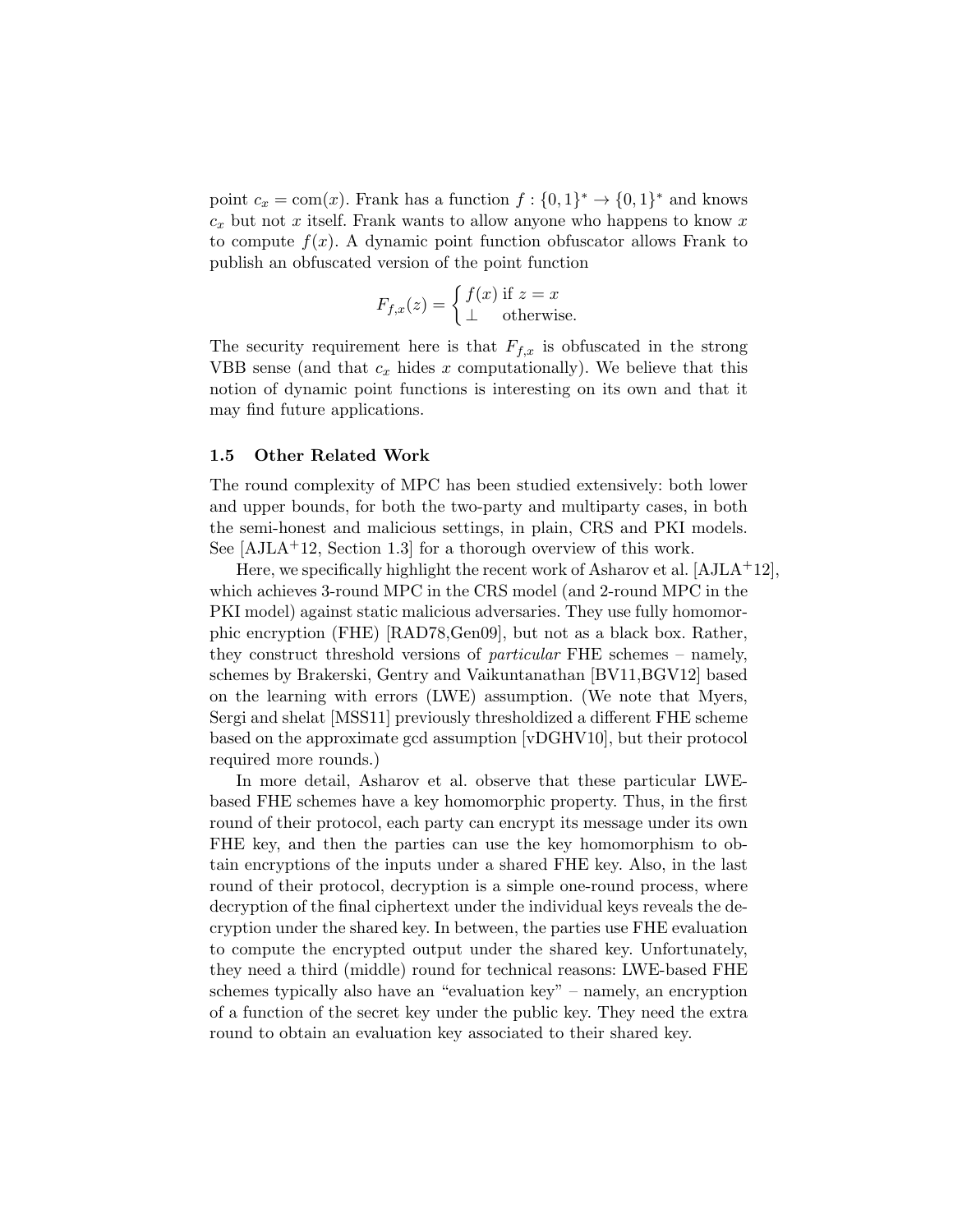point $c_x = \text{com}(x)$. Frank has a function $f : \{0,1\}^* \to \{0,1\}^*$ and knows $c_x$ but not $x$ itself. Frank wants to allow anyone who happens to know $x$ to compute $f(x)$. A dynamic point function obfuscator allows Frank to publish an obfuscated version of the point function

$$F_{f,x}(z) = \begin{cases} f(x) & \text{if } z = x \\ \bot & \text{otherwise.} \end{cases}$$

The security requirement here is that $F_{f,x}$ is obfuscated in the strong VBB sense (and that $c_x$ hides $x$ computationally). We believe that this notion of dynamic point functions is interesting on its own and that it may find future applications.

### 1.5 Other Related Work

The round complexity of MPC has been studied extensively: both lower and upper bounds, for both the two-party and multiparty cases, in both the semi-honest and malicious settings, in plain, CRS and PKI models. See [AJLA+12, Section 1.3] for a thorough overview of this work.

Here, we specifically highlight the recent work of Asharov et al. [AJLA+12], which achieves 3-round MPC in the CRS model (and 2-round MPC in the PKI model) against static malicious adversaries. They use fully homomorphic encryption (FHE) [RAD78,Gen09], but not as a black box. Rather, they construct threshold versions of *particular* FHE schemes – namely, schemes by Brakerski, Gentry and Vaikuntanathan [BV11,BGV12] based on the learning with errors (LWE) assumption. (We note that Myers, Sergi and shelat [MSS11] previously thresholdized a different FHE scheme based on the approximate gcd assumption [vDGHV10], but their protocol required more rounds.)

In more detail, Asharov et al. observe that these particular LWE-based FHE schemes have a key homomorphic property. Thus, in the first round of their protocol, each party can encrypt its message under its own FHE key, and then the parties can use the key homomorphism to obtain encryptions of the inputs under a shared FHE key. Also, in the last round of their protocol, decryption is a simple one-round process, where decryption of the final ciphertext under the individual keys reveals the decryption under the shared key. In between, the parties use FHE evaluation to compute the encrypted output under the shared key. Unfortunately, they need a third (middle) round for technical reasons: LWE-based FHE schemes typically also have an "evaluation key" – namely, an encryption of a function of the secret key under the public key. They need the extra round to obtain an evaluation key associated to their shared key.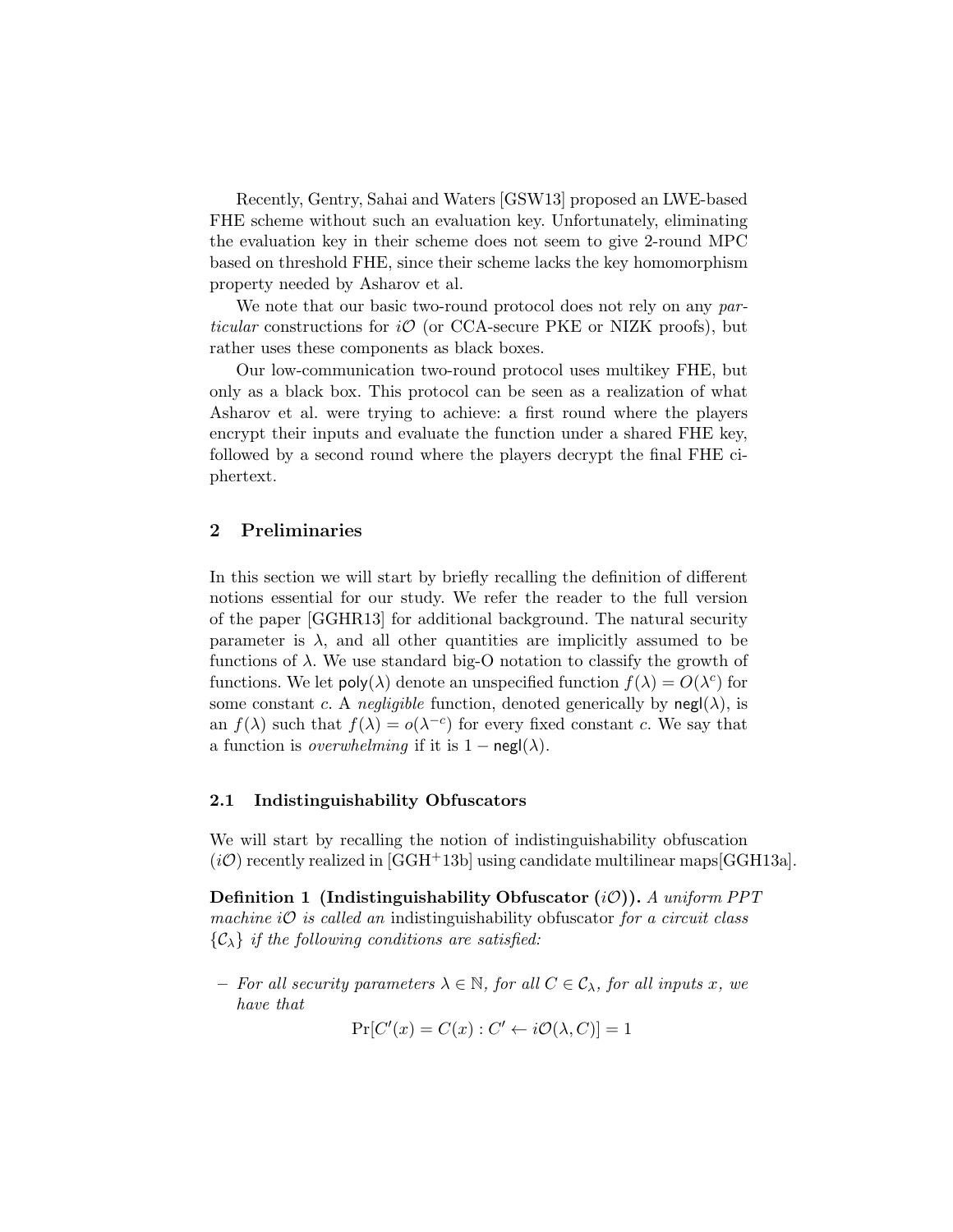Recently, Gentry, Sahai and Waters [GSW13] proposed an LWE-based FHE scheme without such an evaluation key. Unfortunately, eliminating the evaluation key in their scheme does not seem to give 2-round MPC based on threshold FHE, since their scheme lacks the key homomorphism property needed by Asharov et al.

We note that our basic two-round protocol does not rely on any *particular* constructions for $i\mathcal{O}$ (or CCA-secure PKE or NIZK proofs), but rather uses these components as black boxes.

Our low-communication two-round protocol uses multikey FHE, but only as a black box. This protocol can be seen as a realization of what Asharov et al. were trying to achieve: a first round where the players encrypt their inputs and evaluate the function under a shared FHE key, followed by a second round where the players decrypt the final FHE ciphertext.

## 2 Preliminaries

In this section we will start by briefly recalling the definition of different notions essential for our study. We refer the reader to the full version of the paper [GGHR13] for additional background. The natural security parameter is $\lambda$, and all other quantities are implicitly assumed to be functions of $\lambda$. We use standard big-O notation to classify the growth of functions. We let $\mathsf{poly}(\lambda)$ denote an unspecified function $f(\lambda) = O(\lambda^c)$ for some constant $c$. A *negligible* function, denoted generically by $\mathsf{negl}(\lambda)$, is an $f(\lambda)$ such that $f(\lambda) = o(\lambda^{-c})$ for every fixed constant $c$. We say that a function is *overwhelming* if it is $1 - \mathsf{negl}(\lambda)$.

### 2.1 Indistinguishability Obfuscators

We will start by recalling the notion of indistinguishability obfuscation ($i\mathcal{O}$) recently realized in [GGH+13b] using candidate multilinear maps[GGH13a].

**Definition 1 (Indistinguishability Obfuscator ($i\mathcal{O}$)).** *A uniform PPT machine $i\mathcal{O}$ is called an* indistinguishability obfuscator *for a circuit class $\{\mathcal{C}_\lambda\}$ if the following conditions are satisfied:*

– *For all security parameters $\lambda \in \mathbb{N}$, for all $C \in \mathcal{C}_\lambda$, for all inputs $x$, we have that*

$$\Pr[C'(x) = C(x) : C' \leftarrow i\mathcal{O}(\lambda, C)] = 1$$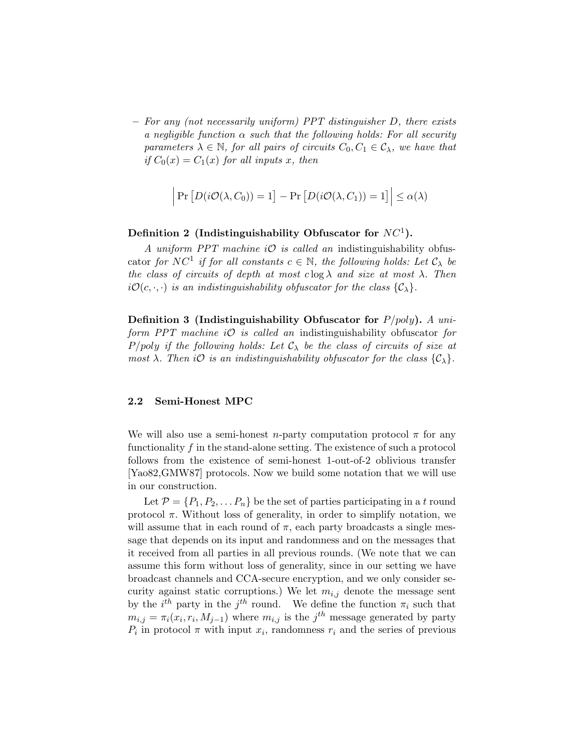– *For any (not necessarily uniform) PPT distinguisher $D$, there exists a negligible function $\alpha$ such that the following holds: For all security parameters $\lambda \in \mathbb{N}$, for all pairs of circuits $C_0, C_1 \in \mathcal{C}_\lambda$, we have that if $C_0(x) = C_1(x)$ for all inputs $x$, then*

$$\left| \Pr\left[D(i\mathcal{O}(\lambda, C_0)) = 1\right] - \Pr\left[D(i\mathcal{O}(\lambda, C_1)) = 1\right] \right| \leq \alpha(\lambda)$$

**Definition 2 (Indistinguishability Obfuscator for $NC^1$).**

*A uniform PPT machine $i\mathcal{O}$ is called an* indistinguishability obfuscator *for $NC^1$ if for all constants $c \in \mathbb{N}$, the following holds: Let $\mathcal{C}_\lambda$ be the class of circuits of depth at most $c \log \lambda$ and size at most $\lambda$. Then $i\mathcal{O}(c, \cdot, \cdot)$ is an indistinguishability obfuscator for the class $\{\mathcal{C}_\lambda\}$.*

**Definition 3 (Indistinguishability Obfuscator for $P/poly$).** *A uniform PPT machine $i\mathcal{O}$ is called an* indistinguishability obfuscator *for $P/poly$ if the following holds: Let $\mathcal{C}_\lambda$ be the class of circuits of size at most $\lambda$. Then $i\mathcal{O}$ is an indistinguishability obfuscator for the class $\{\mathcal{C}_\lambda\}$.*

### 2.2 Semi-Honest MPC

We will also use a semi-honest $n$-party computation protocol $\pi$ for any functionality $f$ in the stand-alone setting. The existence of such a protocol follows from the existence of semi-honest 1-out-of-2 oblivious transfer [Yao82,GMW87] protocols. Now we build some notation that we will use in our construction.

Let $\mathcal{P} = \{P_1, P_2, \ldots P_n\}$ be the set of parties participating in a $t$ round protocol $\pi$. Without loss of generality, in order to simplify notation, we will assume that in each round of $\pi$, each party broadcasts a single message that depends on its input and randomness and on the messages that it received from all parties in all previous rounds. (We note that we can assume this form without loss of generality, since in our setting we have broadcast channels and CCA-secure encryption, and we only consider security against static corruptions.) We let $m_{i,j}$ denote the message sent by the $i^{th}$ party in the $j^{th}$ round. We define the function $\pi_i$ such that $m_{i,j} = \pi_i(x_i, r_i, M_{j-1})$ where $m_{i,j}$ is the $j^{th}$ message generated by party $P_i$ in protocol $\pi$ with input $x_i$, randomness $r_i$ and the series of previous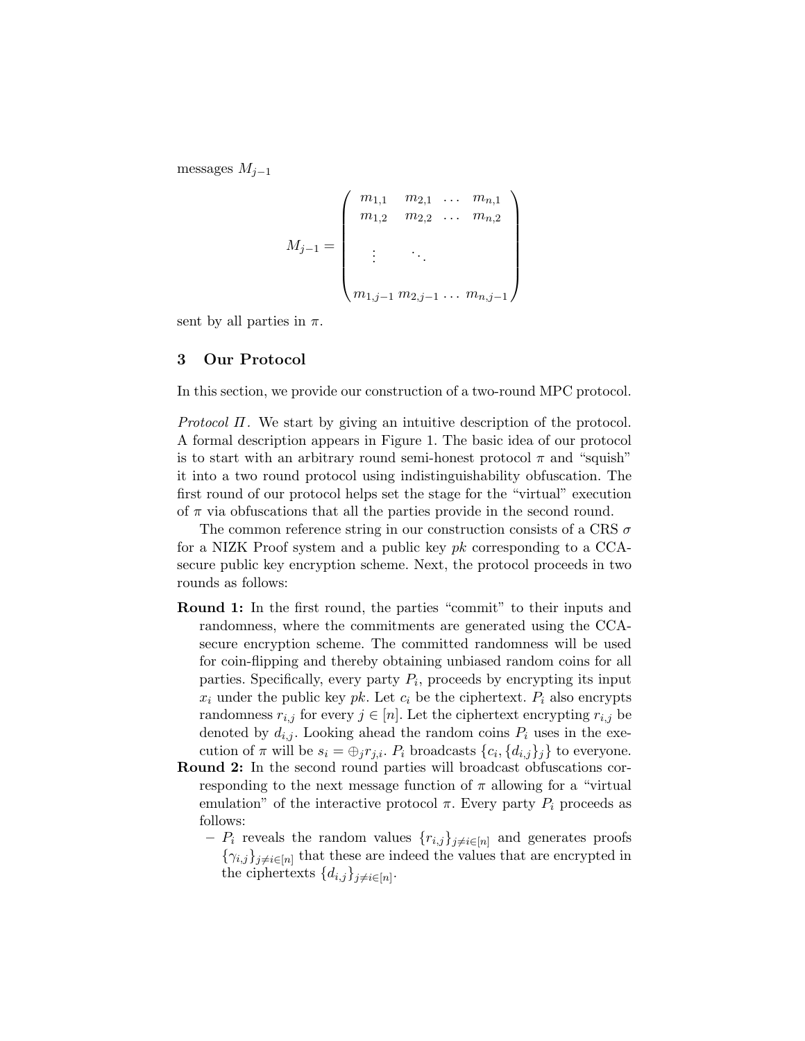messages $M_{j-1}$

$$
M_{j-1} = \begin{pmatrix} m_{1,1} & m_{2,1} & \dots & m_{n,1} \\ m_{1,2} & m_{2,2} & \dots & m_{n,2} \\ \vdots & & \ddots & \\ m_{1,j-1} & m_{2,j-1} & \dots & m_{n,j-1} \end{pmatrix}
$$

sent by all parties in $\pi$.

## 3 Our Protocol

In this section, we provide our construction of a two-round MPC protocol.

*Protocol $\Pi$.* We start by giving an intuitive description of the protocol. A formal description appears in Figure 1. The basic idea of our protocol is to start with an arbitrary round semi-honest protocol $\pi$ and "squish" it into a two round protocol using indistinguishability obfuscation. The first round of our protocol helps set the stage for the "virtual" execution of $\pi$ via obfuscations that all the parties provide in the second round.

The common reference string in our construction consists of a CRS $\sigma$ for a NIZK Proof system and a public key $pk$ corresponding to a CCA-secure public key encryption scheme. Next, the protocol proceeds in two rounds as follows:

**Round 1:** In the first round, the parties "commit" to their inputs and randomness, where the commitments are generated using the CCA-secure encryption scheme. The committed randomness will be used for coin-flipping and thereby obtaining unbiased random coins for all parties. Specifically, every party $P_i$, proceeds by encrypting its input $x_i$ under the public key $pk$. Let $c_i$ be the ciphertext. $P_i$ also encrypts randomness $r_{i,j}$ for every $j \in [n]$. Let the ciphertext encrypting $r_{i,j}$ be denoted by $d_{i,j}$. Looking ahead the random coins $P_i$ uses in the execution of $\pi$ will be $s_i = \oplus_j r_{j,i}$. $P_i$ broadcasts $\{c_i, \{d_{i,j}\}_j\}$ to everyone.

**Round 2:** In the second round parties will broadcast obfuscations corresponding to the next message function of $\pi$ allowing for a "virtual emulation" of the interactive protocol $\pi$. Every party $P_i$ proceeds as follows:

- $P_i$ reveals the random values $\{r_{i,j}\}_{j \neq i \in [n]}$ and generates proofs $\{\gamma_{i,j}\}_{j \neq i \in [n]}$ that these are indeed the values that are encrypted in the ciphertexts $\{d_{i,j}\}_{j \neq i \in [n]}$.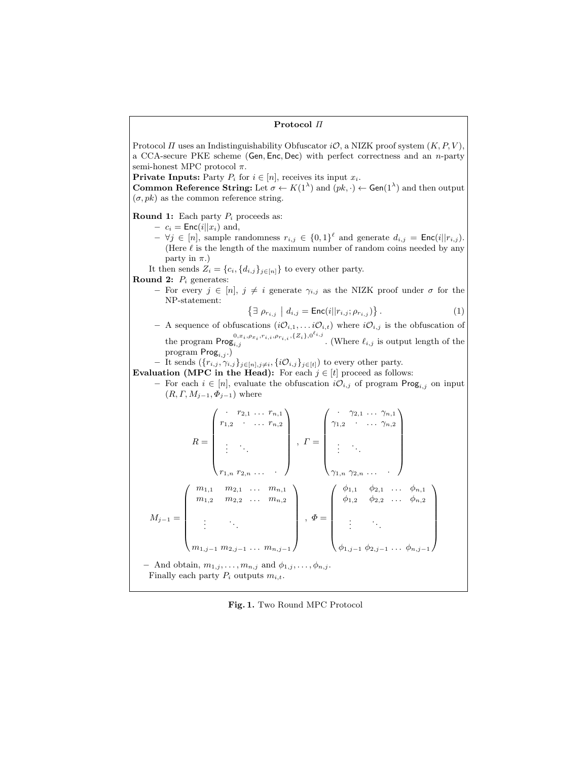**Protocol $\Pi$**

Protocol $\Pi$ uses an Indistinguishability Obfuscator $i\mathcal{O}$, a NIZK proof system $(K, P, V)$, a CCA-secure PKE scheme $(\mathsf{Gen}, \mathsf{Enc}, \mathsf{Dec})$ with perfect correctness and an $n$-party semi-honest MPC protocol $\pi$.

**Private Inputs:** Party $P_i$ for $i \in [n]$, receives its input $x_i$.

**Common Reference String:** Let $\sigma \leftarrow K(1^\lambda)$ and $(pk, \cdot) \leftarrow \mathsf{Gen}(1^\lambda)$ and then output $(\sigma, pk)$ as the common reference string.

**Round 1:** Each party $P_i$ proceeds as:

- $c_i = \mathsf{Enc}(i \| x_i)$ and,
- $\forall j \in [n]$, sample randomness $r_{i,j} \in \{0,1\}^\ell$ and generate $d_{i,j} = \mathsf{Enc}(i \| r_{i,j})$. (Here $\ell$ is the length of the maximum number of random coins needed by any party in $\pi$.)

It then sends $Z_i = \{c_i, \{d_{i,j}\}_{j \in [n]}\}$ to every other party.

**Round 2:** $P_i$ generates:

- For every $j \in [n]$, $j \neq i$ generate $\gamma_{i,j}$ as the NIZK proof under $\sigma$ for the NP-statement:

$$\left\{ \exists\ \rho_{r_{i,j}} \ \middle|\ d_{i,j} = \mathsf{Enc}(i \| r_{i,j}; \rho_{r_{i,j}}) \right\}. \tag{1}$$

- A sequence of obfuscations $(i\mathcal{O}_{i,1}, \ldots i\mathcal{O}_{i,t})$ where $i\mathcal{O}_{i,j}$ is the obfuscation of the program $\mathsf{Prog}_{i,j}^{0, x_i, \rho_{x_i}, r_{i,i}, \rho_{r_{i,i}}, \{Z_i\}, 0^{\ell_{i,j}}}$. (Where $\ell_{i,j}$ is output length of the program $\mathsf{Prog}_{i,j}$.)
- It sends $(\{r_{i,j}, \gamma_{i,j}\}_{j \in [n], j \neq i}, \{i\mathcal{O}_{i,j}\}_{j \in [t]})$ to every other party.

**Evaluation (MPC in the Head):** For each $j \in [t]$ proceed as follows:

- For each $i \in [n]$, evaluate the obfuscation $i\mathcal{O}_{i,j}$ of program $\mathsf{Prog}_{i,j}$ on input $(R, \Gamma, M_{j-1}, \Phi_{j-1})$ where

$$R = \begin{pmatrix} \cdot & r_{2,1} & \ldots & r_{n,1} \\ r_{1,2} & \cdot & \ldots & r_{n,2} \\ \vdots & \ddots & & \\ r_{1,n} & r_{2,n} & \ldots & \cdot \end{pmatrix}, \ \Gamma = \begin{pmatrix} \cdot & \gamma_{2,1} & \ldots & \gamma_{n,1} \\ \gamma_{1,2} & \cdot & \ldots & \gamma_{n,2} \\ \vdots & \ddots & & \\ \gamma_{1,n} & \gamma_{2,n} & \ldots & \cdot \end{pmatrix}$$

$$M_{j-1} = \begin{pmatrix} m_{1,1} & m_{2,1} & \ldots & m_{n,1} \\ m_{1,2} & m_{2,2} & \ldots & m_{n,2} \\ \vdots & \ddots & & \\ m_{1,j-1} & m_{2,j-1} & \ldots & m_{n,j-1} \end{pmatrix}, \ \Phi = \begin{pmatrix} \phi_{1,1} & \phi_{2,1} & \ldots & \phi_{n,1} \\ \phi_{1,2} & \phi_{2,2} & \ldots & \phi_{n,2} \\ \vdots & \ddots & & \\ \phi_{1,j-1} & \phi_{2,j-1} & \ldots & \phi_{n,j-1} \end{pmatrix}$$

- And obtain, $m_{1,j}, \ldots, m_{n,j}$ and $\phi_{1,j}, \ldots, \phi_{n,j}$.

Finally each party $P_i$ outputs $m_{i,t}$.

**Fig. 1.** Two Round MPC Protocol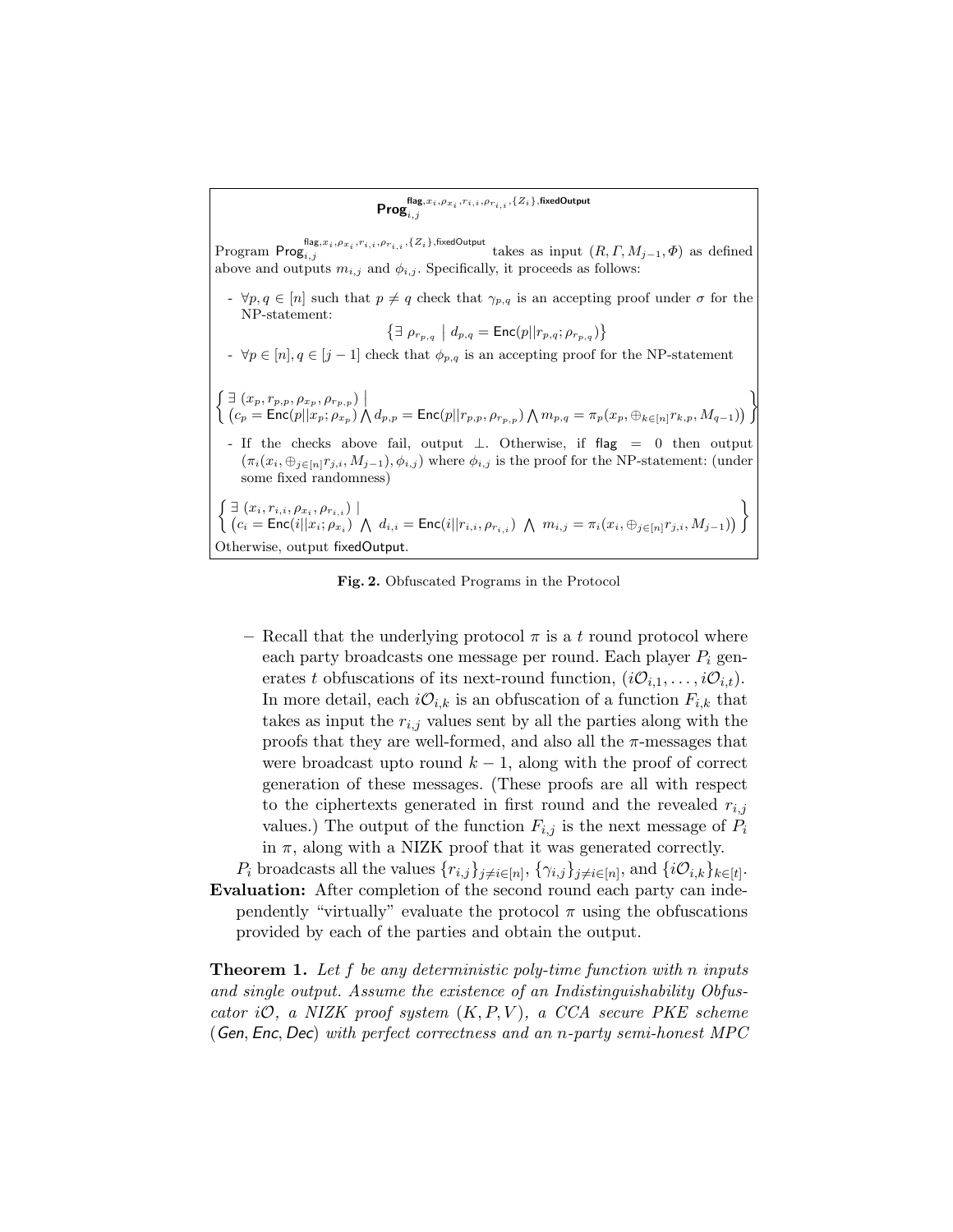**$\mathsf{Prog}_{i,j}^{\mathsf{flag},x_i,\rho_{x_i},r_{i,i},\rho_{r_{i,i}},\{Z_i\},\mathsf{fixedOutput}}$**

Program $\mathsf{Prog}_{i,j}^{\mathsf{flag},x_i,\rho_{x_i},r_{i,i},\rho_{r_{i,i}},\{Z_i\},\mathsf{fixedOutput}}$ takes as input $(R, \Gamma, M_{j-1}, \Phi)$ as defined above and outputs $m_{i,j}$ and $\phi_{i,j}$. Specifically, it proceeds as follows:

- $\forall p, q \in [n]$ such that $p \neq q$ check that $\gamma_{p,q}$ is an accepting proof under $\sigma$ for the NP-statement:

$$\left\{\exists\ \rho_{r_{p,q}}\ \middle|\ d_{p,q} = \mathsf{Enc}(p||r_{p,q}; \rho_{r_{p,q}})\right\}$$

- $\forall p \in [n], q \in [j-1]$ check that $\phi_{p,q}$ is an accepting proof for the NP-statement

$$\left\{\begin{array}{l}\exists\ (x_p, r_{p,p}, \rho_{x_p}, \rho_{r_{p,p}})\ | \\ \left(c_p = \mathsf{Enc}(p||x_p; \rho_{x_p}) \bigwedge d_{p,p} = \mathsf{Enc}(p||r_{p,p}, \rho_{r_{p,p}}) \bigwedge m_{p,q} = \pi_p(x_p, \oplus_{k\in[n]} r_{k,p}, M_{q-1})\right)\end{array}\right\}$$

- If the checks above fail, output $\perp$. Otherwise, if $\mathsf{flag} = 0$ then output $(\pi_i(x_i, \oplus_{j\in[n]} r_{j,i}, M_{j-1}), \phi_{i,j})$ where $\phi_{i,j}$ is the proof for the NP-statement: (under some fixed randomness)

$$\left\{\begin{array}{l}\exists\ (x_i, r_{i,i}, \rho_{x_i}, \rho_{r_{i,i}})\ | \\ \left(c_i = \mathsf{Enc}(i||x_i; \rho_{x_i})\ \bigwedge\ d_{i,i} = \mathsf{Enc}(i||r_{i,i}, \rho_{r_{i,i}})\ \bigwedge\ m_{i,j} = \pi_i(x_i, \oplus_{j\in[n]} r_{j,i}, M_{j-1})\right)\end{array}\right\}$$

Otherwise, output $\mathsf{fixedOutput}$.

**Fig. 2.** Obfuscated Programs in the Protocol

- Recall that the underlying protocol $\pi$ is a $t$ round protocol where each party broadcasts one message per round. Each player $P_i$ generates $t$ obfuscations of its next-round function, $(i\mathcal{O}_{i,1}, \ldots, i\mathcal{O}_{i,t})$. In more detail, each $i\mathcal{O}_{i,k}$ is an obfuscation of a function $F_{i,k}$ that takes as input the $r_{i,j}$ values sent by all the parties along with the proofs that they are well-formed, and also all the $\pi$-messages that were broadcast upto round $k-1$, along with the proof of correct generation of these messages. (These proofs are all with respect to the ciphertexts generated in first round and the revealed $r_{i,j}$ values.) The output of the function $F_{i,j}$ is the next message of $P_i$ in $\pi$, along with a NIZK proof that it was generated correctly.

$P_i$ broadcasts all the values $\{r_{i,j}\}_{j\neq i\in[n]}$, $\{\gamma_{i,j}\}_{j\neq i\in[n]}$, and $\{i\mathcal{O}_{i,k}\}_{k\in[t]}$.

**Evaluation:** After completion of the second round each party can independently "virtually" evaluate the protocol $\pi$ using the obfuscations provided by each of the parties and obtain the output.

**Theorem 1.** *Let $f$ be any deterministic poly-time function with $n$ inputs and single output. Assume the existence of an Indistinguishability Obfuscator $i\mathcal{O}$, a NIZK proof system $(K, P, V)$, a CCA secure PKE scheme (Gen, Enc, Dec) with perfect correctness and an $n$-party semi-honest MPC*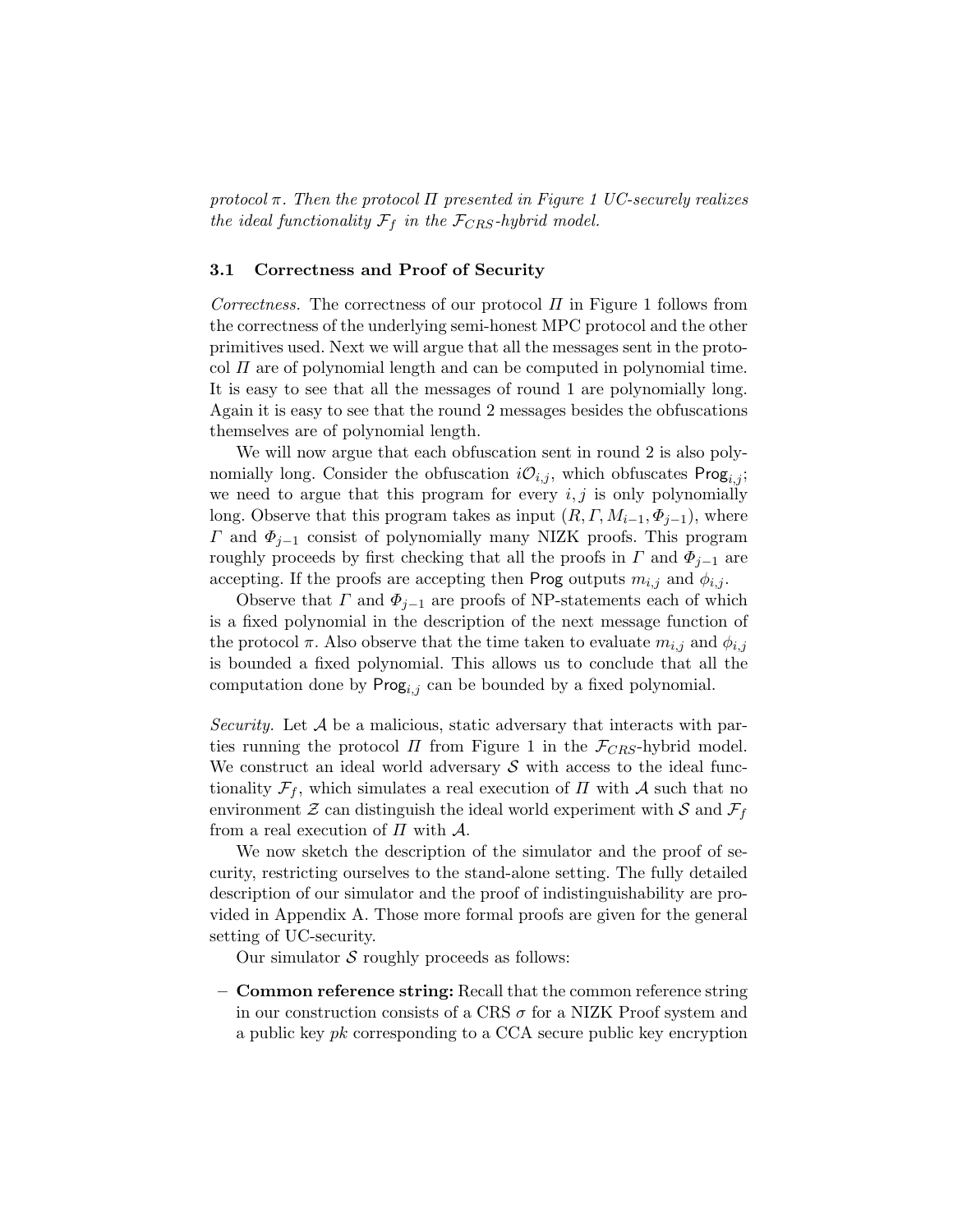*protocol $\pi$. Then the protocol $\Pi$ presented in Figure 1 UC-securely realizes the ideal functionality $\mathcal{F}_f$ in the $\mathcal{F}_{CRS}$-hybrid model.*

### 3.1 Correctness and Proof of Security

*Correctness.* The correctness of our protocol $\Pi$ in Figure 1 follows from the correctness of the underlying semi-honest MPC protocol and the other primitives used. Next we will argue that all the messages sent in the protocol $\Pi$ are of polynomial length and can be computed in polynomial time. It is easy to see that all the messages of round 1 are polynomially long. Again it is easy to see that the round 2 messages besides the obfuscations themselves are of polynomial length.

We will now argue that each obfuscation sent in round 2 is also polynomially long. Consider the obfuscation $i\mathcal{O}_{i,j}$, which obfuscates $\mathsf{Prog}_{i,j}$; we need to argue that this program for every $i, j$ is only polynomially long. Observe that this program takes as input $(R, \Gamma, M_{i-1}, \Phi_{j-1})$, where $\Gamma$ and $\Phi_{j-1}$ consist of polynomially many NIZK proofs. This program roughly proceeds by first checking that all the proofs in $\Gamma$ and $\Phi_{j-1}$ are accepting. If the proofs are accepting then $\mathsf{Prog}$ outputs $m_{i,j}$ and $\phi_{i,j}$.

Observe that $\Gamma$ and $\Phi_{j-1}$ are proofs of NP-statements each of which is a fixed polynomial in the description of the next message function of the protocol $\pi$. Also observe that the time taken to evaluate $m_{i,j}$ and $\phi_{i,j}$ is bounded a fixed polynomial. This allows us to conclude that all the computation done by $\mathsf{Prog}_{i,j}$ can be bounded by a fixed polynomial.

*Security.* Let $\mathcal{A}$ be a malicious, static adversary that interacts with parties running the protocol $\Pi$ from Figure 1 in the $\mathcal{F}_{CRS}$-hybrid model. We construct an ideal world adversary $\mathcal{S}$ with access to the ideal functionality $\mathcal{F}_f$, which simulates a real execution of $\Pi$ with $\mathcal{A}$ such that no environment $\mathcal{Z}$ can distinguish the ideal world experiment with $\mathcal{S}$ and $\mathcal{F}_f$ from a real execution of $\Pi$ with $\mathcal{A}$.

We now sketch the description of the simulator and the proof of security, restricting ourselves to the stand-alone setting. The fully detailed description of our simulator and the proof of indistinguishability are provided in Appendix A. Those more formal proofs are given for the general setting of UC-security.

Our simulator $\mathcal{S}$ roughly proceeds as follows:

- **Common reference string:** Recall that the common reference string in our construction consists of a CRS $\sigma$ for a NIZK Proof system and a public key $pk$ corresponding to a CCA secure public key encryption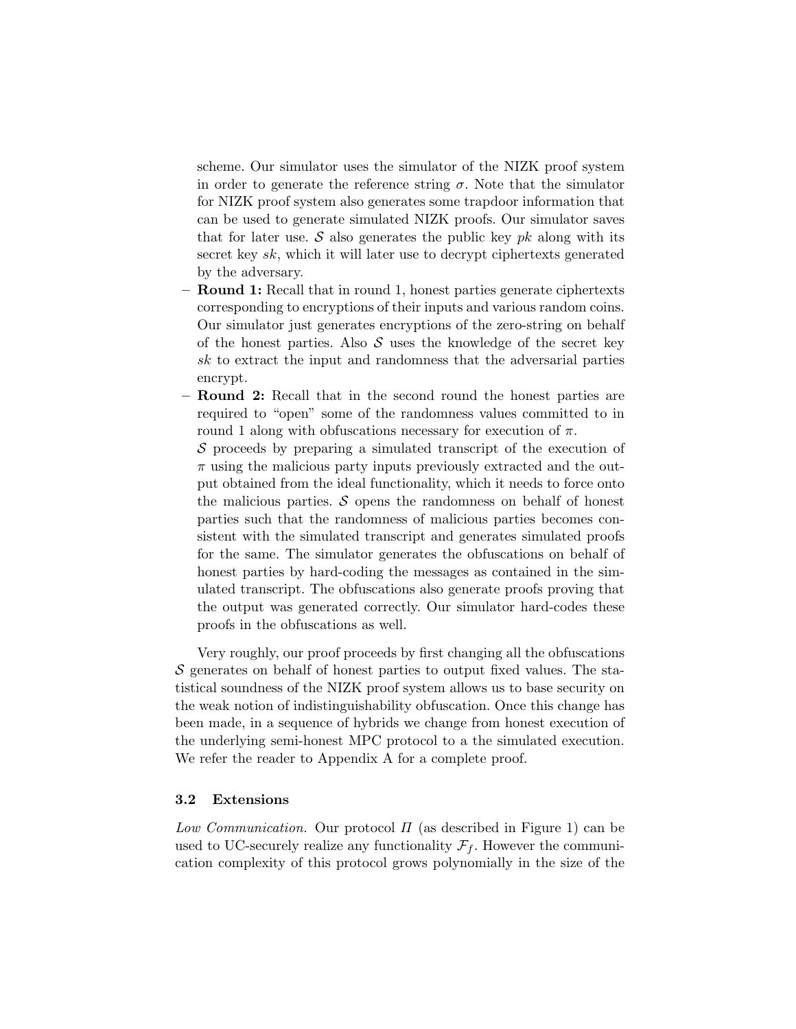scheme. Our simulator uses the simulator of the NIZK proof system in order to generate the reference string $\sigma$. Note that the simulator for NIZK proof system also generates some trapdoor information that can be used to generate simulated NIZK proofs. Our simulator saves that for later use. $\mathcal{S}$ also generates the public key $pk$ along with its secret key $sk$, which it will later use to decrypt ciphertexts generated by the adversary.

- **Round 1:** Recall that in round 1, honest parties generate ciphertexts corresponding to encryptions of their inputs and various random coins. Our simulator just generates encryptions of the zero-string on behalf of the honest parties. Also $\mathcal{S}$ uses the knowledge of the secret key $sk$ to extract the input and randomness that the adversarial parties encrypt.
- **Round 2:** Recall that in the second round the honest parties are required to "open" some of the randomness values committed to in round 1 along with obfuscations necessary for execution of $\pi$.
  $\mathcal{S}$ proceeds by preparing a simulated transcript of the execution of $\pi$ using the malicious party inputs previously extracted and the output obtained from the ideal functionality, which it needs to force onto the malicious parties. $\mathcal{S}$ opens the randomness on behalf of honest parties such that the randomness of malicious parties becomes consistent with the simulated transcript and generates simulated proofs for the same. The simulator generates the obfuscations on behalf of honest parties by hard-coding the messages as contained in the simulated transcript. The obfuscations also generate proofs proving that the output was generated correctly. Our simulator hard-codes these proofs in the obfuscations as well.

Very roughly, our proof proceeds by first changing all the obfuscations $\mathcal{S}$ generates on behalf of honest parties to output fixed values. The statistical soundness of the NIZK proof system allows us to base security on the weak notion of indistinguishability obfuscation. Once this change has been made, in a sequence of hybrids we change from honest execution of the underlying semi-honest MPC protocol to a the simulated execution. We refer the reader to Appendix A for a complete proof.

### 3.2 Extensions

*Low Communication.* Our protocol $\Pi$ (as described in Figure 1) can be used to UC-securely realize any functionality $\mathcal{F}_f$. However the communication complexity of this protocol grows polynomially in the size of the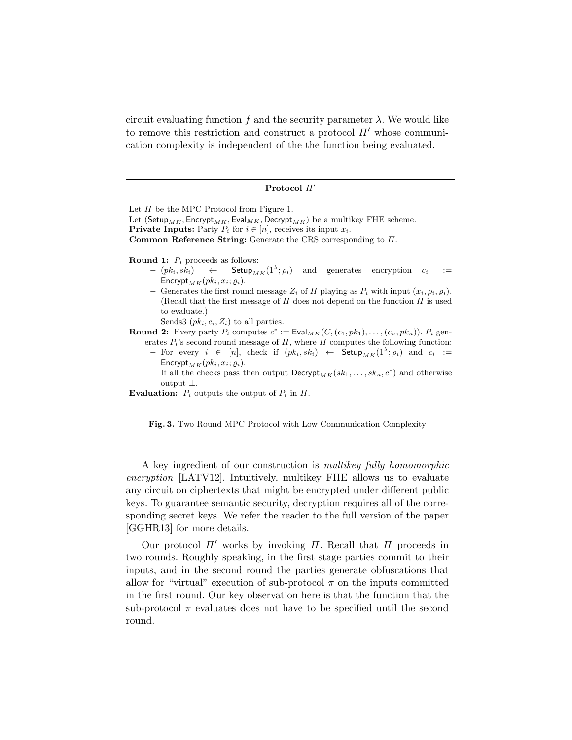circuit evaluating function $f$ and the security parameter $\lambda$. We would like to remove this restriction and construct a protocol $\Pi'$ whose communication complexity is independent of the the function being evaluated.

---

**Protocol $\Pi'$**

Let $\Pi$ be the MPC Protocol from Figure 1.
Let $(\mathsf{Setup}_{MK}, \mathsf{Encrypt}_{MK}, \mathsf{Eval}_{MK}, \mathsf{Decrypt}_{MK})$ be a multikey FHE scheme.
**Private Inputs:** Party $P_i$ for $i \in [n]$, receives its input $x_i$.
**Common Reference String:** Generate the CRS corresponding to $\Pi$.

**Round 1:** $P_i$ proceeds as follows:

- $(pk_i, sk_i) \leftarrow \mathsf{Setup}_{MK}(1^\lambda; \rho_i)$ and generates encryption $c_i := \mathsf{Encrypt}_{MK}(pk_i, x_i; \varrho_i)$.
- Generates the first round message $Z_i$ of $\Pi$ playing as $P_i$ with input $(x_i, \rho_i, \varrho_i)$. (Recall that the first message of $\Pi$ does not depend on the function $\Pi$ is used to evaluate.)
- Sends3 $(pk_i, c_i, Z_i)$ to all parties.

**Round 2:** Every party $P_i$ computes $c^* := \mathsf{Eval}_{MK}(C, (c_1, pk_1), \ldots, (c_n, pk_n))$. $P_i$ generates $P_i$'s second round message of $\Pi$, where $\Pi$ computes the following function:

- For every $i \in [n]$, check if $(pk_i, sk_i) \leftarrow \mathsf{Setup}_{MK}(1^\lambda; \rho_i)$ and $c_i := \mathsf{Encrypt}_{MK}(pk_i, x_i; \varrho_i)$.
- If all the checks pass then output $\mathsf{Decrypt}_{MK}(sk_1, \ldots, sk_n, c^*)$ and otherwise output $\bot$.

**Evaluation:** $P_i$ outputs the output of $P_i$ in $\Pi$.

---

**Fig. 3.** Two Round MPC Protocol with Low Communication Complexity

A key ingredient of our construction is *multikey fully homomorphic encryption* [LATV12]. Intuitively, multikey FHE allows us to evaluate any circuit on ciphertexts that might be encrypted under different public keys. To guarantee semantic security, decryption requires all of the corresponding secret keys. We refer the reader to the full version of the paper [GGHR13] for more details.

Our protocol $\Pi'$ works by invoking $\Pi$. Recall that $\Pi$ proceeds in two rounds. Roughly speaking, in the first stage parties commit to their inputs, and in the second round the parties generate obfuscations that allow for "virtual" execution of sub-protocol $\pi$ on the inputs committed in the first round. Our key observation here is that the function that the sub-protocol $\pi$ evaluates does not have to be specified until the second round.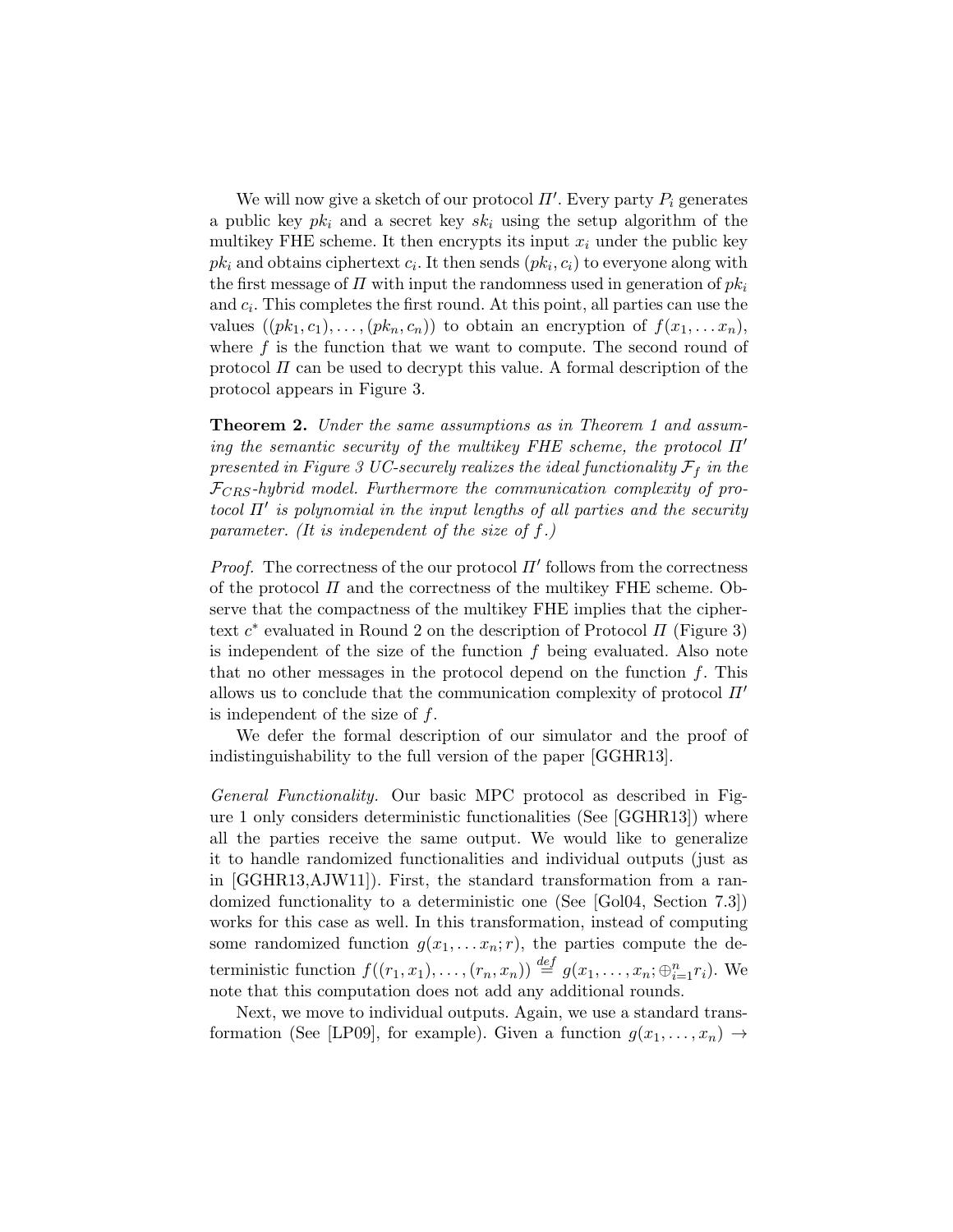We will now give a sketch of our protocol $\Pi'$. Every party $P_i$ generates a public key $pk_i$ and a secret key $sk_i$ using the setup algorithm of the multikey FHE scheme. It then encrypts its input $x_i$ under the public key $pk_i$ and obtains ciphertext $c_i$. It then sends $(pk_i, c_i)$ to everyone along with the first message of $\Pi$ with input the randomness used in generation of $pk_i$ and $c_i$. This completes the first round. At this point, all parties can use the values $((pk_1, c_1), \dots, (pk_n, c_n))$ to obtain an encryption of $f(x_1, \dots x_n)$, where $f$ is the function that we want to compute. The second round of protocol $\Pi$ can be used to decrypt this value. A formal description of the protocol appears in Figure 3.

**Theorem 2.** *Under the same assumptions as in Theorem 1 and assuming the semantic security of the multikey FHE scheme, the protocol $\Pi'$ presented in Figure 3 UC-securely realizes the ideal functionality $\mathcal{F}_f$ in the $\mathcal{F}_{CRS}$-hybrid model. Furthermore the communication complexity of protocol $\Pi'$ is polynomial in the input lengths of all parties and the security parameter. (It is independent of the size of $f$.)*

*Proof.* The correctness of the our protocol $\Pi'$ follows from the correctness of the protocol $\Pi$ and the correctness of the multikey FHE scheme. Observe that the compactness of the multikey FHE implies that the ciphertext $c^*$ evaluated in Round 2 on the description of Protocol $\Pi$ (Figure 3) is independent of the size of the function $f$ being evaluated. Also note that no other messages in the protocol depend on the function $f$. This allows us to conclude that the communication complexity of protocol $\Pi'$ is independent of the size of $f$.

We defer the formal description of our simulator and the proof of indistinguishability to the full version of the paper [GGHR13].

*General Functionality.* Our basic MPC protocol as described in Figure 1 only considers deterministic functionalities (See [GGHR13]) where all the parties receive the same output. We would like to generalize it to handle randomized functionalities and individual outputs (just as in [GGHR13,AJW11]). First, the standard transformation from a randomized functionality to a deterministic one (See [Gol04, Section 7.3]) works for this case as well. In this transformation, instead of computing some randomized function $g(x_1, \dots x_n; r)$, the parties compute the deterministic function $f((r_1, x_1), \dots, (r_n, x_n)) \stackrel{def}{=} g(x_1, \dots, x_n; \oplus_{i=1}^n r_i)$. We note that this computation does not add any additional rounds.

Next, we move to individual outputs. Again, we use a standard transformation (See [LP09], for example). Given a function $g(x_1, \dots, x_n) \rightarrow$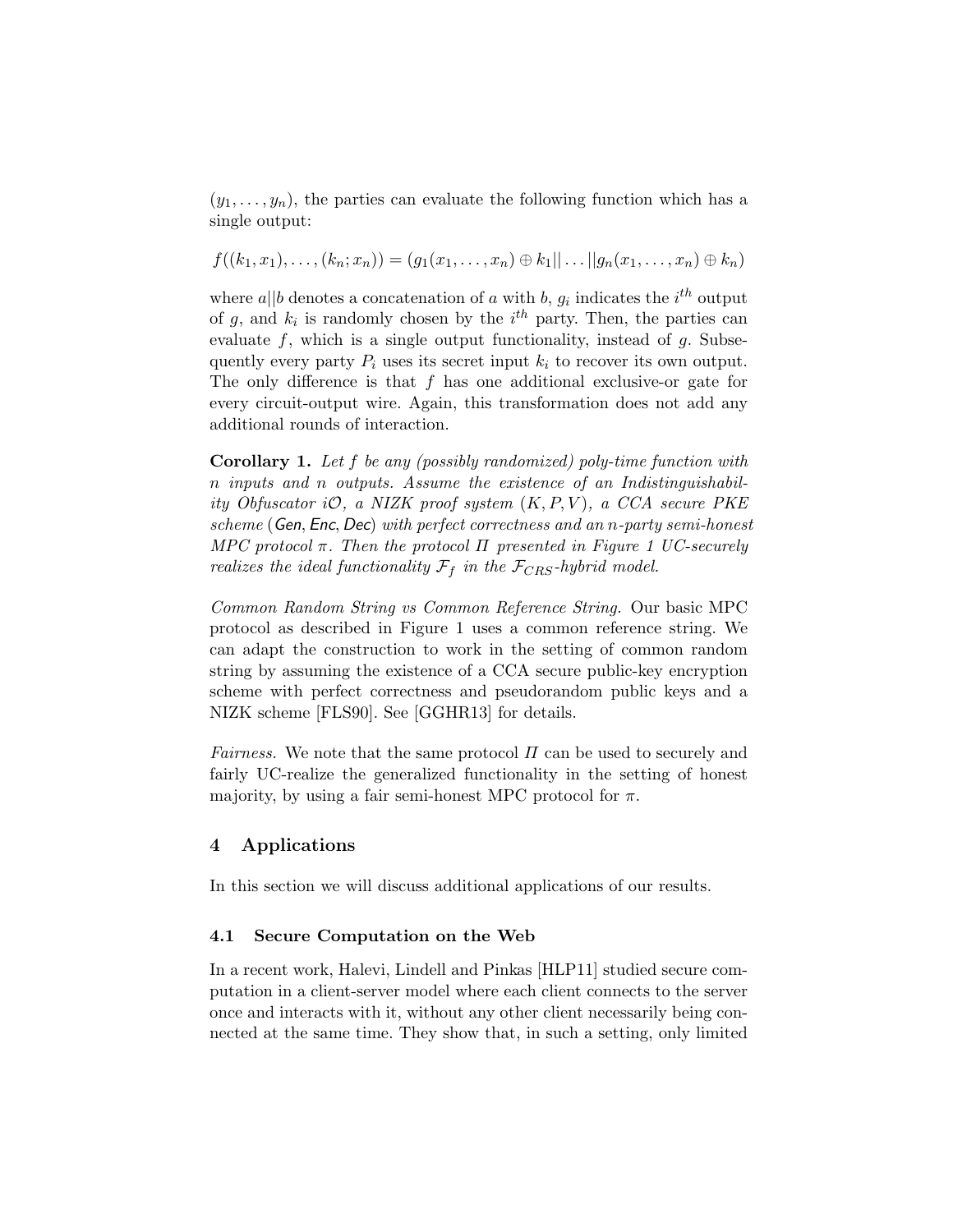$(y_1, \ldots, y_n)$, the parties can evaluate the following function which has a single output:

$$f((k_1, x_1), \ldots, (k_n; x_n)) = (g_1(x_1, \ldots, x_n) \oplus k_1 || \ldots || g_n(x_1, \ldots, x_n) \oplus k_n)$$

where $a||b$ denotes a concatenation of $a$ with $b$, $g_i$ indicates the $i^{th}$ output of $g$, and $k_i$ is randomly chosen by the $i^{th}$ party. Then, the parties can evaluate $f$, which is a single output functionality, instead of $g$. Subsequently every party $P_i$ uses its secret input $k_i$ to recover its own output. The only difference is that $f$ has one additional exclusive-or gate for every circuit-output wire. Again, this transformation does not add any additional rounds of interaction.

**Corollary 1.** *Let $f$ be any (possibly randomized) poly-time function with $n$ inputs and $n$ outputs. Assume the existence of an Indistinguishability Obfuscator $i\mathcal{O}$, a NIZK proof system $(K, P, V)$, a CCA secure PKE scheme (Gen, Enc, Dec) with perfect correctness and an $n$-party semi-honest MPC protocol $\pi$. Then the protocol $\Pi$ presented in Figure 1 UC-securely realizes the ideal functionality $\mathcal{F}_f$ in the $\mathcal{F}_{CRS}$-hybrid model.*

*Common Random String vs Common Reference String.* Our basic MPC protocol as described in Figure 1 uses a common reference string. We can adapt the construction to work in the setting of common random string by assuming the existence of a CCA secure public-key encryption scheme with perfect correctness and pseudorandom public keys and a NIZK scheme [FLS90]. See [GGHR13] for details.

*Fairness.* We note that the same protocol $\Pi$ can be used to securely and fairly UC-realize the generalized functionality in the setting of honest majority, by using a fair semi-honest MPC protocol for $\pi$.

## 4 Applications

In this section we will discuss additional applications of our results.

### 4.1 Secure Computation on the Web

In a recent work, Halevi, Lindell and Pinkas [HLP11] studied secure computation in a client-server model where each client connects to the server once and interacts with it, without any other client necessarily being connected at the same time. They show that, in such a setting, only limited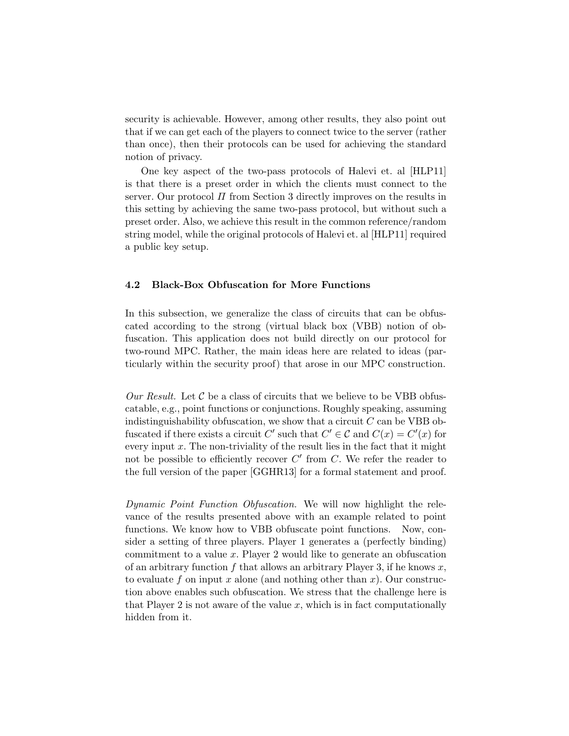security is achievable. However, among other results, they also point out that if we can get each of the players to connect twice to the server (rather than once), then their protocols can be used for achieving the standard notion of privacy.

One key aspect of the two-pass protocols of Halevi et. al [HLP11] is that there is a preset order in which the clients must connect to the server. Our protocol $\Pi$ from Section 3 directly improves on the results in this setting by achieving the same two-pass protocol, but without such a preset order. Also, we achieve this result in the common reference/random string model, while the original protocols of Halevi et. al [HLP11] required a public key setup.

### 4.2 Black-Box Obfuscation for More Functions

In this subsection, we generalize the class of circuits that can be obfuscated according to the strong (virtual black box (VBB) notion of obfuscation. This application does not build directly on our protocol for two-round MPC. Rather, the main ideas here are related to ideas (particularly within the security proof) that arose in our MPC construction.

*Our Result.* Let $\mathcal{C}$ be a class of circuits that we believe to be VBB obfuscatable, e.g., point functions or conjunctions. Roughly speaking, assuming indistinguishability obfuscation, we show that a circuit $C$ can be VBB obfuscated if there exists a circuit $C'$ such that $C' \in \mathcal{C}$ and $C(x) = C'(x)$ for every input $x$. The non-triviality of the result lies in the fact that it might not be possible to efficiently recover $C'$ from $C$. We refer the reader to the full version of the paper [GGHR13] for a formal statement and proof.

*Dynamic Point Function Obfuscation.* We will now highlight the relevance of the results presented above with an example related to point functions. We know how to VBB obfuscate point functions. Now, consider a setting of three players. Player 1 generates a (perfectly binding) commitment to a value $x$. Player 2 would like to generate an obfuscation of an arbitrary function $f$ that allows an arbitrary Player 3, if he knows $x$, to evaluate $f$ on input $x$ alone (and nothing other than $x$). Our construction above enables such obfuscation. We stress that the challenge here is that Player 2 is not aware of the value $x$, which is in fact computationally hidden from it.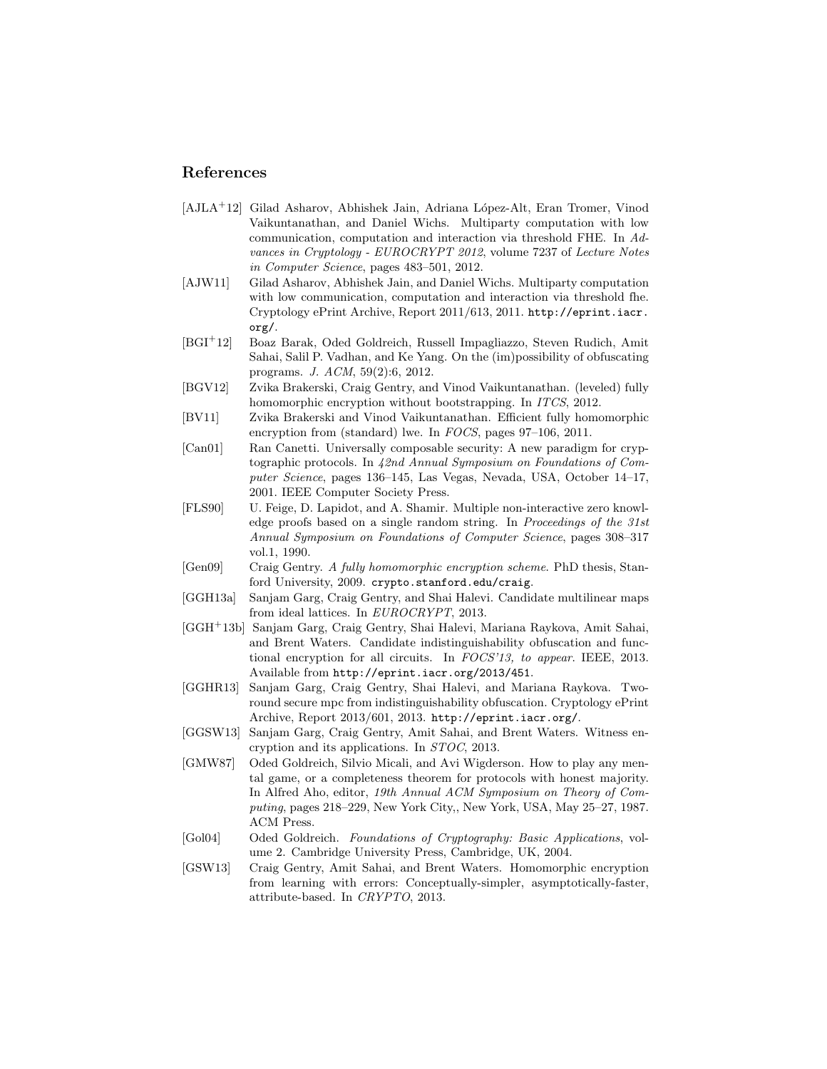## References

- [AJLA+12] Gilad Asharov, Abhishek Jain, Adriana López-Alt, Eran Tromer, Vinod Vaikuntanathan, and Daniel Wichs. Multiparty computation with low communication, computation and interaction via threshold FHE. In *Advances in Cryptology - EUROCRYPT 2012*, volume 7237 of *Lecture Notes in Computer Science*, pages 483–501, 2012.
- [AJW11] Gilad Asharov, Abhishek Jain, and Daniel Wichs. Multiparty computation with low communication, computation and interaction via threshold fhe. Cryptology ePrint Archive, Report 2011/613, 2011. `http://eprint.iacr.org/`.
- [BGI+12] Boaz Barak, Oded Goldreich, Russell Impagliazzo, Steven Rudich, Amit Sahai, Salil P. Vadhan, and Ke Yang. On the (im)possibility of obfuscating programs. *J. ACM*, 59(2):6, 2012.
- [BGV12] Zvika Brakerski, Craig Gentry, and Vinod Vaikuntanathan. (leveled) fully homomorphic encryption without bootstrapping. In *ITCS*, 2012.
- [BV11] Zvika Brakerski and Vinod Vaikuntanathan. Efficient fully homomorphic encryption from (standard) lwe. In *FOCS*, pages 97–106, 2011.
- [Can01] Ran Canetti. Universally composable security: A new paradigm for cryptographic protocols. In *42nd Annual Symposium on Foundations of Computer Science*, pages 136–145, Las Vegas, Nevada, USA, October 14–17, 2001. IEEE Computer Society Press.
- [FLS90] U. Feige, D. Lapidot, and A. Shamir. Multiple non-interactive zero knowledge proofs based on a single random string. In *Proceedings of the 31st Annual Symposium on Foundations of Computer Science*, pages 308–317 vol.1, 1990.
- [Gen09] Craig Gentry. *A fully homomorphic encryption scheme*. PhD thesis, Stanford University, 2009. `crypto.stanford.edu/craig`.
- [GGH13a] Sanjam Garg, Craig Gentry, and Shai Halevi. Candidate multilinear maps from ideal lattices. In *EUROCRYPT*, 2013.
- [GGH+13b] Sanjam Garg, Craig Gentry, Shai Halevi, Mariana Raykova, Amit Sahai, and Brent Waters. Candidate indistinguishability obfuscation and functional encryption for all circuits. In *FOCS'13, to appear*. IEEE, 2013. Available from `http://eprint.iacr.org/2013/451`.
- [GGHR13] Sanjam Garg, Craig Gentry, Shai Halevi, and Mariana Raykova. Two-round secure mpc from indistinguishability obfuscation. Cryptology ePrint Archive, Report 2013/601, 2013. `http://eprint.iacr.org/`.
- [GGSW13] Sanjam Garg, Craig Gentry, Amit Sahai, and Brent Waters. Witness encryption and its applications. In *STOC*, 2013.
- [GMW87] Oded Goldreich, Silvio Micali, and Avi Wigderson. How to play any mental game, or a completeness theorem for protocols with honest majority. In Alfred Aho, editor, *19th Annual ACM Symposium on Theory of Computing*, pages 218–229, New York City,, New York, USA, May 25–27, 1987. ACM Press.
- [Gol04] Oded Goldreich. *Foundations of Cryptography: Basic Applications*, volume 2. Cambridge University Press, Cambridge, UK, 2004.
- [GSW13] Craig Gentry, Amit Sahai, and Brent Waters. Homomorphic encryption from learning with errors: Conceptually-simpler, asymptotically-faster, attribute-based. In *CRYPTO*, 2013.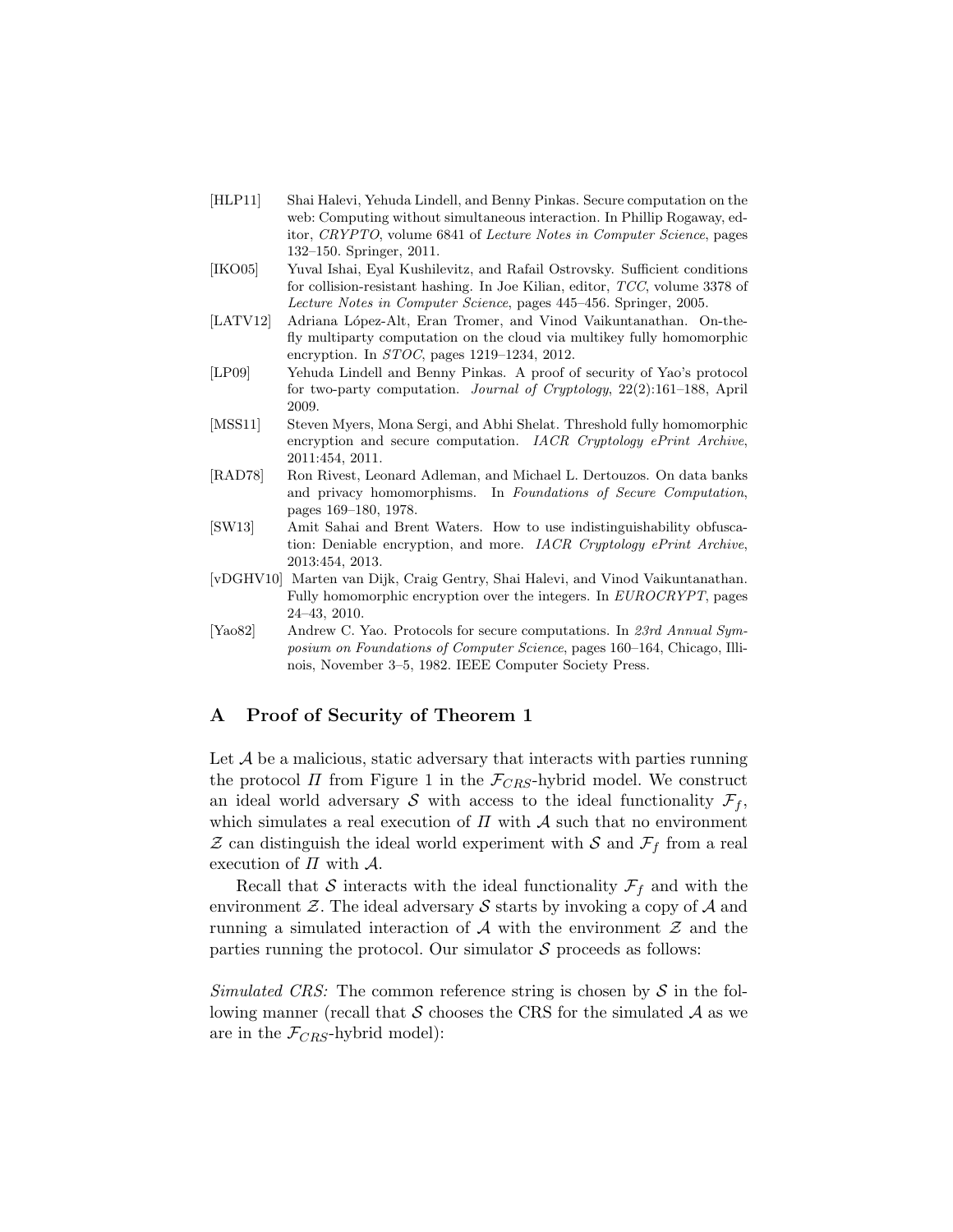[HLP11] Shai Halevi, Yehuda Lindell, and Benny Pinkas. Secure computation on the web: Computing without simultaneous interaction. In Phillip Rogaway, editor, *CRYPTO*, volume 6841 of *Lecture Notes in Computer Science*, pages 132–150. Springer, 2011.

[IKO05] Yuval Ishai, Eyal Kushilevitz, and Rafail Ostrovsky. Sufficient conditions for collision-resistant hashing. In Joe Kilian, editor, *TCC*, volume 3378 of *Lecture Notes in Computer Science*, pages 445–456. Springer, 2005.

[LATV12] Adriana López-Alt, Eran Tromer, and Vinod Vaikuntanathan. On-the-fly multiparty computation on the cloud via multikey fully homomorphic encryption. In *STOC*, pages 1219–1234, 2012.

[LP09] Yehuda Lindell and Benny Pinkas. A proof of security of Yao's protocol for two-party computation. *Journal of Cryptology*, 22(2):161–188, April 2009.

[MSS11] Steven Myers, Mona Sergi, and Abhi Shelat. Threshold fully homomorphic encryption and secure computation. *IACR Cryptology ePrint Archive*, 2011:454, 2011.

[RAD78] Ron Rivest, Leonard Adleman, and Michael L. Dertouzos. On data banks and privacy homomorphisms. In *Foundations of Secure Computation*, pages 169–180, 1978.

[SW13] Amit Sahai and Brent Waters. How to use indistinguishability obfuscation: Deniable encryption, and more. *IACR Cryptology ePrint Archive*, 2013:454, 2013.

[vDGHV10] Marten van Dijk, Craig Gentry, Shai Halevi, and Vinod Vaikuntanathan. Fully homomorphic encryption over the integers. In *EUROCRYPT*, pages 24–43, 2010.

[Yao82] Andrew C. Yao. Protocols for secure computations. In *23rd Annual Symposium on Foundations of Computer Science*, pages 160–164, Chicago, Illinois, November 3–5, 1982. IEEE Computer Society Press.

## A Proof of Security of Theorem 1

Let $\mathcal{A}$ be a malicious, static adversary that interacts with parties running the protocol $\Pi$ from Figure 1 in the $\mathcal{F}_{CRS}$-hybrid model. We construct an ideal world adversary $\mathcal{S}$ with access to the ideal functionality $\mathcal{F}_f$, which simulates a real execution of $\Pi$ with $\mathcal{A}$ such that no environment $\mathcal{Z}$ can distinguish the ideal world experiment with $\mathcal{S}$ and $\mathcal{F}_f$ from a real execution of $\Pi$ with $\mathcal{A}$.

Recall that $\mathcal{S}$ interacts with the ideal functionality $\mathcal{F}_f$ and with the environment $\mathcal{Z}$. The ideal adversary $\mathcal{S}$ starts by invoking a copy of $\mathcal{A}$ and running a simulated interaction of $\mathcal{A}$ with the environment $\mathcal{Z}$ and the parties running the protocol. Our simulator $\mathcal{S}$ proceeds as follows:

*Simulated CRS:* The common reference string is chosen by $\mathcal{S}$ in the following manner (recall that $\mathcal{S}$ chooses the CRS for the simulated $\mathcal{A}$ as we are in the $\mathcal{F}_{CRS}$-hybrid model):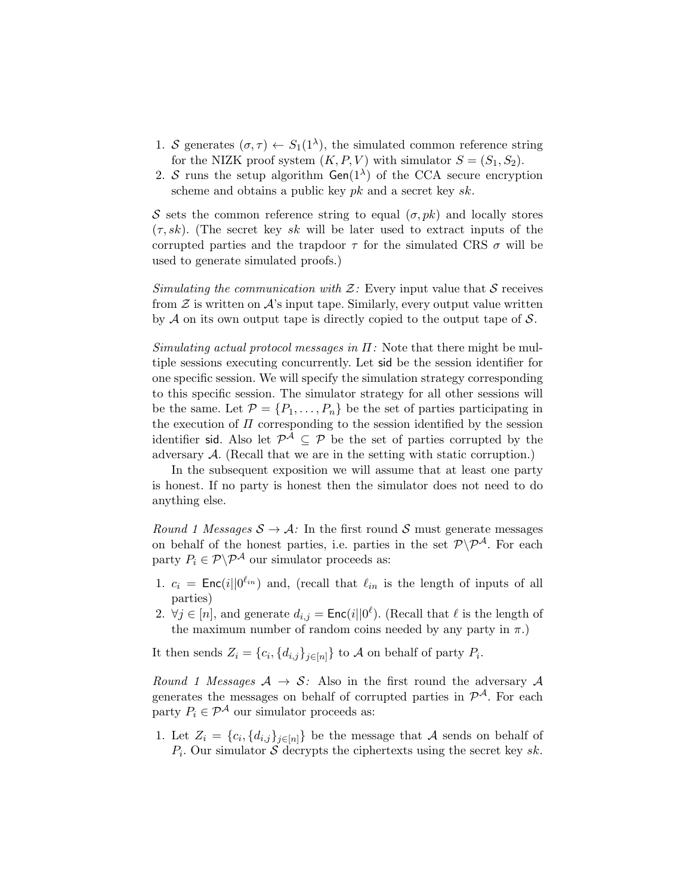1. $\mathcal{S}$ generates $(\sigma, \tau) \leftarrow S_1(1^\lambda)$, the simulated common reference string for the NIZK proof system $(K, P, V)$ with simulator $S = (S_1, S_2)$.
2. $\mathcal{S}$ runs the setup algorithm $\mathsf{Gen}(1^\lambda)$ of the CCA secure encryption scheme and obtains a public key $pk$ and a secret key $sk$.

$\mathcal{S}$ sets the common reference string to equal $(\sigma, pk)$ and locally stores $(\tau, sk)$. (The secret key $sk$ will be later used to extract inputs of the corrupted parties and the trapdoor $\tau$ for the simulated CRS $\sigma$ will be used to generate simulated proofs.)

*Simulating the communication with $\mathcal{Z}$:* Every input value that $\mathcal{S}$ receives from $\mathcal{Z}$ is written on $\mathcal{A}$'s input tape. Similarly, every output value written by $\mathcal{A}$ on its own output tape is directly copied to the output tape of $\mathcal{S}$.

*Simulating actual protocol messages in $\Pi$:* Note that there might be multiple sessions executing concurrently. Let $\mathsf{sid}$ be the session identifier for one specific session. We will specify the simulation strategy corresponding to this specific session. The simulator strategy for all other sessions will be the same. Let $\mathcal{P} = \{P_1, \ldots, P_n\}$ be the set of parties participating in the execution of $\Pi$ corresponding to the session identified by the session identifier $\mathsf{sid}$. Also let $\mathcal{P}^\mathcal{A} \subseteq \mathcal{P}$ be the set of parties corrupted by the adversary $\mathcal{A}$. (Recall that we are in the setting with static corruption.)

In the subsequent exposition we will assume that at least one party is honest. If no party is honest then the simulator does not need to do anything else.

*Round 1 Messages $\mathcal{S} \to \mathcal{A}$:* In the first round $\mathcal{S}$ must generate messages on behalf of the honest parties, i.e. parties in the set $\mathcal{P} \backslash \mathcal{P}^\mathcal{A}$. For each party $P_i \in \mathcal{P} \backslash \mathcal{P}^\mathcal{A}$ our simulator proceeds as:

1. $c_i = \mathsf{Enc}(i || 0^{\ell_{in}})$ and, (recall that $\ell_{in}$ is the length of inputs of all parties)
2. $\forall j \in [n]$, and generate $d_{i,j} = \mathsf{Enc}(i || 0^\ell)$. (Recall that $\ell$ is the length of the maximum number of random coins needed by any party in $\pi$.)

It then sends $Z_i = \{c_i, \{d_{i,j}\}_{j \in [n]}\}$ to $\mathcal{A}$ on behalf of party $P_i$.

*Round 1 Messages $\mathcal{A} \to \mathcal{S}$:* Also in the first round the adversary $\mathcal{A}$ generates the messages on behalf of corrupted parties in $\mathcal{P}^\mathcal{A}$. For each party $P_i \in \mathcal{P}^\mathcal{A}$ our simulator proceeds as:

1. Let $Z_i = \{c_i, \{d_{i,j}\}_{j \in [n]}\}$ be the message that $\mathcal{A}$ sends on behalf of $P_i$. Our simulator $\mathcal{S}$ decrypts the ciphertexts using the secret key $sk$.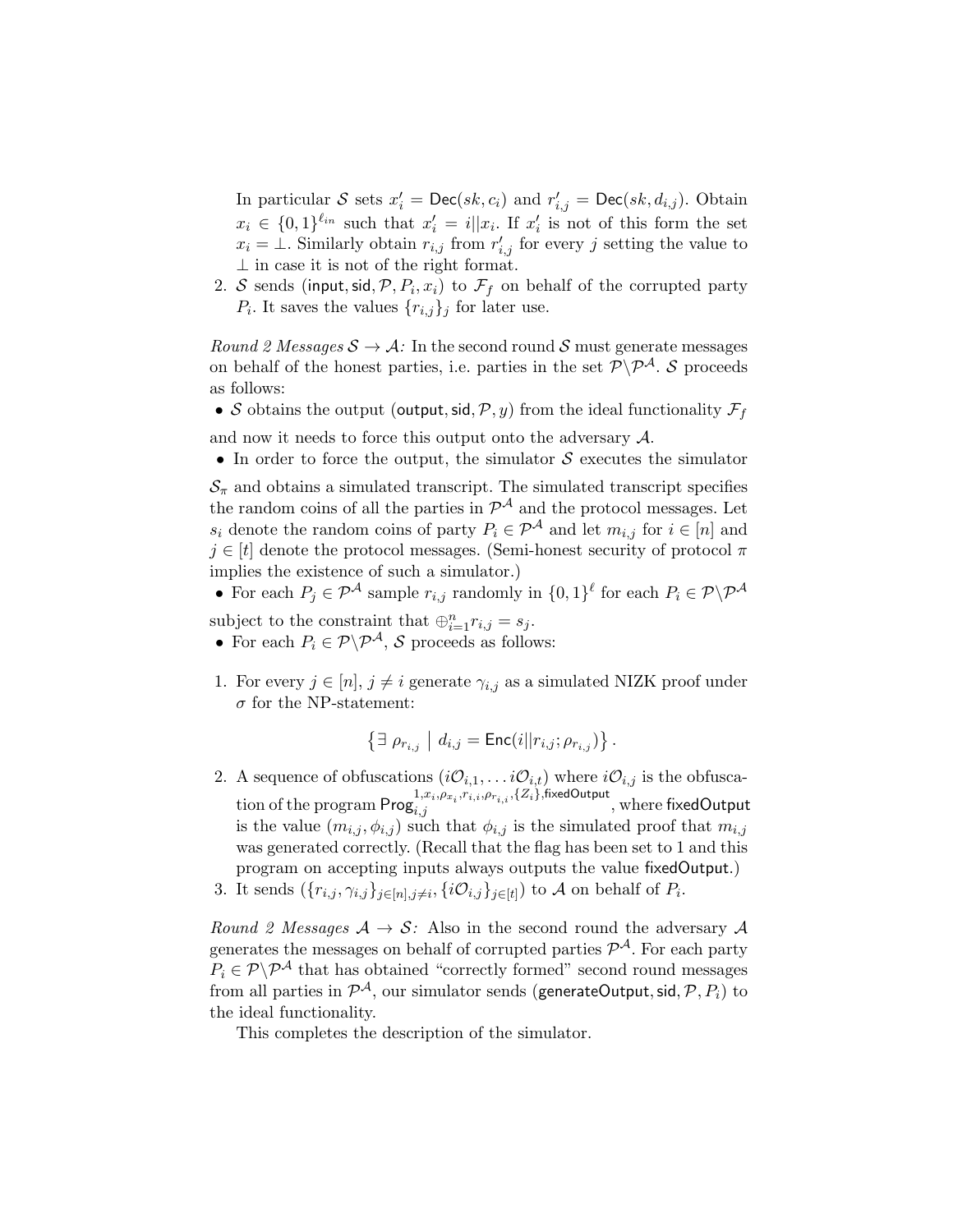In particular $\mathcal{S}$ sets $x'_i = \mathsf{Dec}(sk, c_i)$ and $r'_{i,j} = \mathsf{Dec}(sk, d_{i,j})$. Obtain $x_i \in \{0,1\}^{\ell_{in}}$ such that $x'_i = i||x_i$. If $x'_i$ is not of this form the set $x_i = \perp$. Similarly obtain $r_{i,j}$ from $r'_{i,j}$ for every $j$ setting the value to $\perp$ in case it is not of the right format.

2. $\mathcal{S}$ sends $(\mathsf{input}, \mathsf{sid}, \mathcal{P}, P_i, x_i)$ to $\mathcal{F}_f$ on behalf of the corrupted party $P_i$. It saves the values $\{r_{i,j}\}_j$ for later use.

*Round 2 Messages* $\mathcal{S} \to \mathcal{A}$*:* In the second round $\mathcal{S}$ must generate messages on behalf of the honest parties, i.e. parties in the set $\mathcal{P} \backslash \mathcal{P}^{\mathcal{A}}$. $\mathcal{S}$ proceeds as follows:

- $\mathcal{S}$ obtains the output $(\mathsf{output}, \mathsf{sid}, \mathcal{P}, y)$ from the ideal functionality $\mathcal{F}_f$ and now it needs to force this output onto the adversary $\mathcal{A}$.
- In order to force the output, the simulator $\mathcal{S}$ executes the simulator $\mathcal{S}_\pi$ and obtains a simulated transcript. The simulated transcript specifies the random coins of all the parties in $\mathcal{P}^{\mathcal{A}}$ and the protocol messages. Let $s_i$ denote the random coins of party $P_i \in \mathcal{P}^{\mathcal{A}}$ and let $m_{i,j}$ for $i \in [n]$ and $j \in [t]$ denote the protocol messages. (Semi-honest security of protocol $\pi$ implies the existence of such a simulator.)
- For each $P_j \in \mathcal{P}^{\mathcal{A}}$ sample $r_{i,j}$ randomly in $\{0,1\}^\ell$ for each $P_i \in \mathcal{P} \backslash \mathcal{P}^{\mathcal{A}}$ subject to the constraint that $\oplus_{i=1}^n r_{i,j} = s_j$.
- For each $P_i \in \mathcal{P} \backslash \mathcal{P}^{\mathcal{A}}$, $\mathcal{S}$ proceeds as follows:

1. For every $j \in [n]$, $j \neq i$ generate $\gamma_{i,j}$ as a simulated NIZK proof under $\sigma$ for the NP-statement:
$$\left\{ \exists \ \rho_{r_{i,j}} \ \middle| \ d_{i,j} = \mathsf{Enc}(i||r_{i,j}; \rho_{r_{i,j}}) \right\}.$$
2. A sequence of obfuscations $(i\mathcal{O}_{i,1}, \ldots i\mathcal{O}_{i,t})$ where $i\mathcal{O}_{i,j}$ is the obfuscation of the program $\mathsf{Prog}_{i,j}^{1, x_i, \rho_{x_i}, r_{i,i}, \rho_{r_{i,i}}, \{Z_i\}, \mathsf{fixedOutput}}$, where $\mathsf{fixedOutput}$ is the value $(m_{i,j}, \phi_{i,j})$ such that $\phi_{i,j}$ is the simulated proof that $m_{i,j}$ was generated correctly. (Recall that the flag has been set to 1 and this program on accepting inputs always outputs the value $\mathsf{fixedOutput}$.)
3. It sends $(\{r_{i,j}, \gamma_{i,j}\}_{j \in [n], j \neq i}, \{i\mathcal{O}_{i,j}\}_{j \in [t]})$ to $\mathcal{A}$ on behalf of $P_i$.

*Round 2 Messages* $\mathcal{A} \to \mathcal{S}$*:* Also in the second round the adversary $\mathcal{A}$ generates the messages on behalf of corrupted parties $\mathcal{P}^{\mathcal{A}}$. For each party $P_i \in \mathcal{P} \backslash \mathcal{P}^{\mathcal{A}}$ that has obtained "correctly formed" second round messages from all parties in $\mathcal{P}^{\mathcal{A}}$, our simulator sends $(\mathsf{generateOutput}, \mathsf{sid}, \mathcal{P}, P_i)$ to the ideal functionality.

This completes the description of the simulator.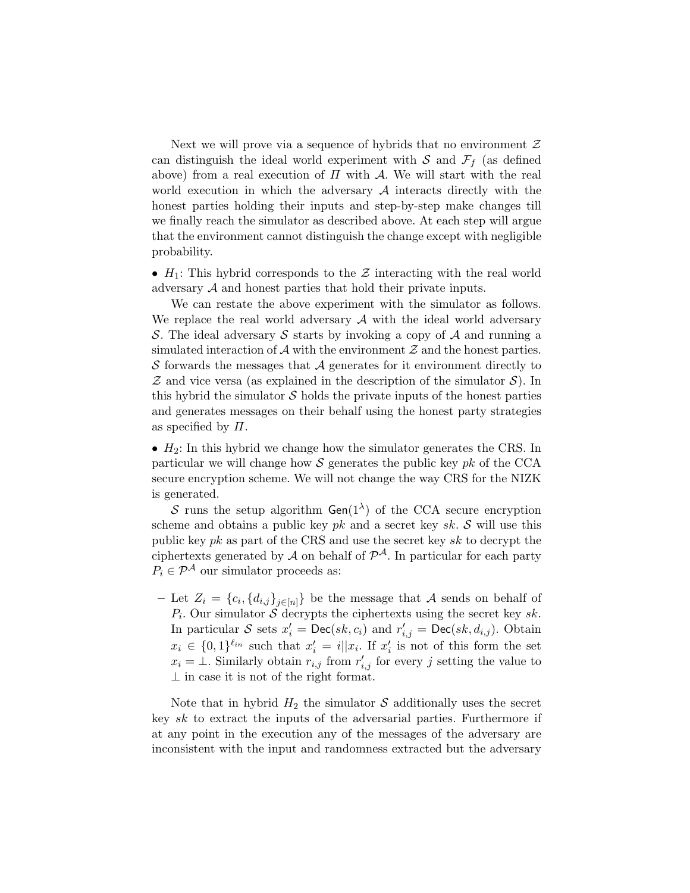Next we will prove via a sequence of hybrids that no environment $\mathcal{Z}$ can distinguish the ideal world experiment with $\mathcal{S}$ and $\mathcal{F}_f$ (as defined above) from a real execution of $\Pi$ with $\mathcal{A}$. We will start with the real world execution in which the adversary $\mathcal{A}$ interacts directly with the honest parties holding their inputs and step-by-step make changes till we finally reach the simulator as described above. At each step will argue that the environment cannot distinguish the change except with negligible probability.

- $H_1$: This hybrid corresponds to the $\mathcal{Z}$ interacting with the real world adversary $\mathcal{A}$ and honest parties that hold their private inputs.

We can restate the above experiment with the simulator as follows. We replace the real world adversary $\mathcal{A}$ with the ideal world adversary $\mathcal{S}$. The ideal adversary $\mathcal{S}$ starts by invoking a copy of $\mathcal{A}$ and running a simulated interaction of $\mathcal{A}$ with the environment $\mathcal{Z}$ and the honest parties. $\mathcal{S}$ forwards the messages that $\mathcal{A}$ generates for it environment directly to $\mathcal{Z}$ and vice versa (as explained in the description of the simulator $\mathcal{S}$). In this hybrid the simulator $\mathcal{S}$ holds the private inputs of the honest parties and generates messages on their behalf using the honest party strategies as specified by $\Pi$.

- $H_2$: In this hybrid we change how the simulator generates the CRS. In particular we will change how $\mathcal{S}$ generates the public key $pk$ of the CCA secure encryption scheme. We will not change the way CRS for the NIZK is generated.

$\mathcal{S}$ runs the setup algorithm $\mathsf{Gen}(1^\lambda)$ of the CCA secure encryption scheme and obtains a public key $pk$ and a secret key $sk$. $\mathcal{S}$ will use this public key $pk$ as part of the CRS and use the secret key $sk$ to decrypt the ciphertexts generated by $\mathcal{A}$ on behalf of $\mathcal{P}^{\mathcal{A}}$. In particular for each party $P_i \in \mathcal{P}^{\mathcal{A}}$ our simulator proceeds as:

  – Let $Z_i = \{c_i, \{d_{i,j}\}_{j\in[n]}\}$ be the message that $\mathcal{A}$ sends on behalf of $P_i$. Our simulator $\mathcal{S}$ decrypts the ciphertexts using the secret key $sk$. In particular $\mathcal{S}$ sets $x'_i = \mathsf{Dec}(sk, c_i)$ and $r'_{i,j} = \mathsf{Dec}(sk, d_{i,j})$. Obtain $x_i \in \{0,1\}^{\ell_{in}}$ such that $x'_i = i||x_i$. If $x'_i$ is not of this form the set $x_i = \bot$. Similarly obtain $r_{i,j}$ from $r'_{i,j}$ for every $j$ setting the value to $\bot$ in case it is not of the right format.

Note that in hybrid $H_2$ the simulator $\mathcal{S}$ additionally uses the secret key $sk$ to extract the inputs of the adversarial parties. Furthermore if at any point in the execution any of the messages of the adversary are inconsistent with the input and randomness extracted but the adversary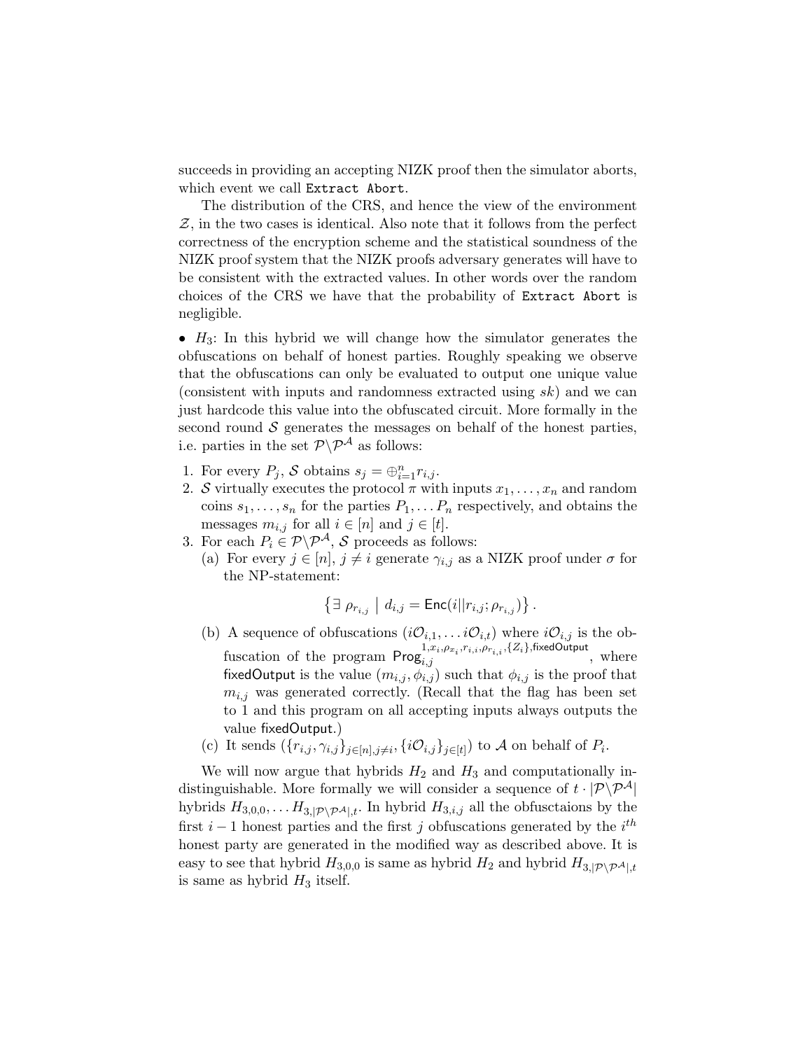succeeds in providing an accepting NIZK proof then the simulator aborts, which event we call `Extract Abort`.

The distribution of the CRS, and hence the view of the environment $\mathcal{Z}$, in the two cases is identical. Also note that it follows from the perfect correctness of the encryption scheme and the statistical soundness of the NIZK proof system that the NIZK proofs adversary generates will have to be consistent with the extracted values. In other words over the random choices of the CRS we have that the probability of `Extract Abort` is negligible.

- $H_3$: In this hybrid we will change how the simulator generates the obfuscations on behalf of honest parties. Roughly speaking we observe that the obfuscations can only be evaluated to output one unique value (consistent with inputs and randomness extracted using $sk$) and we can just hardcode this value into the obfuscated circuit. More formally in the second round $\mathcal{S}$ generates the messages on behalf of the honest parties, i.e. parties in the set $\mathcal{P}\backslash\mathcal{P}^{\mathcal{A}}$ as follows:

1. For every $P_j$, $\mathcal{S}$ obtains $s_j = \oplus_{i=1}^{n} r_{i,j}$.
2. $\mathcal{S}$ virtually executes the protocol $\pi$ with inputs $x_1, \ldots, x_n$ and random coins $s_1, \ldots, s_n$ for the parties $P_1, \ldots P_n$ respectively, and obtains the messages $m_{i,j}$ for all $i \in [n]$ and $j \in [t]$.
3. For each $P_i \in \mathcal{P}\backslash\mathcal{P}^{\mathcal{A}}$, $\mathcal{S}$ proceeds as follows:
   (a) For every $j \in [n]$, $j \neq i$ generate $\gamma_{i,j}$ as a NIZK proof under $\sigma$ for the NP-statement:
   $$\left\{ \exists\ \rho_{r_{i,j}} \mid d_{i,j} = \mathsf{Enc}(i||r_{i,j}; \rho_{r_{i,j}}) \right\}.$$
   (b) A sequence of obfuscations $(i\mathcal{O}_{i,1}, \ldots i\mathcal{O}_{i,t})$ where $i\mathcal{O}_{i,j}$ is the obfuscation of the program $\mathsf{Prog}_{i,j}^{1,x_i,\rho_{x_i},r_{i,i},\rho_{r_{i,i}},\{Z_i\},\mathsf{fixedOutput}}$, where $\mathsf{fixedOutput}$ is the value $(m_{i,j}, \phi_{i,j})$ such that $\phi_{i,j}$ is the proof that $m_{i,j}$ was generated correctly. (Recall that the flag has been set to 1 and this program on all accepting inputs always outputs the value $\mathsf{fixedOutput}$.)
   (c) It sends $(\{r_{i,j}, \gamma_{i,j}\}_{j \in [n], j \neq i}, \{i\mathcal{O}_{i,j}\}_{j \in [t]})$ to $\mathcal{A}$ on behalf of $P_i$.

We will now argue that hybrids $H_2$ and $H_3$ and computationally indistinguishable. More formally we will consider a sequence of $t \cdot |\mathcal{P}\backslash\mathcal{P}^{\mathcal{A}}|$ hybrids $H_{3,0,0}, \ldots H_{3,|\mathcal{P}\backslash\mathcal{P}^{\mathcal{A}}|,t}$. In hybrid $H_{3,i,j}$ all the obfusctaions by the first $i-1$ honest parties and the first $j$ obfuscations generated by the $i^{th}$ honest party are generated in the modified way as described above. It is easy to see that hybrid $H_{3,0,0}$ is same as hybrid $H_2$ and hybrid $H_{3,|\mathcal{P}\backslash\mathcal{P}^{\mathcal{A}}|,t}$ is same as hybrid $H_3$ itself.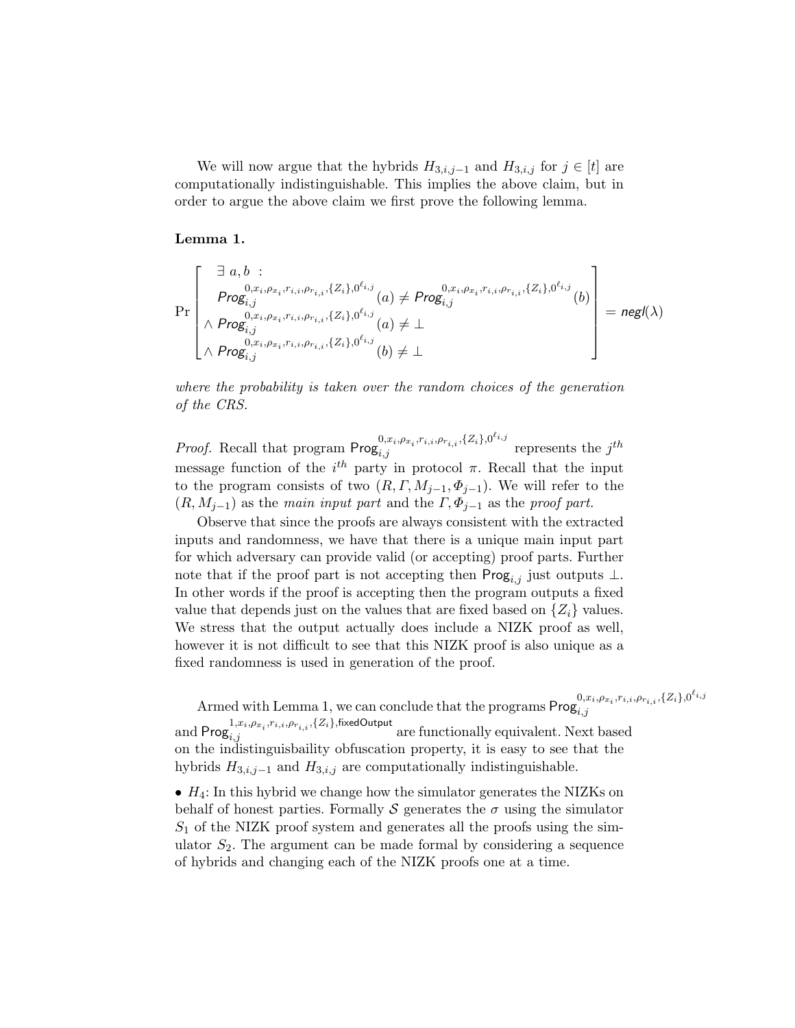We will now argue that the hybrids $H_{3,i,j-1}$ and $H_{3,i,j}$ for $j \in [t]$ are computationally indistinguishable. This implies the above claim, but in order to argue the above claim we first prove the following lemma.

**Lemma 1.**

$$
\Pr\left[\begin{array}{l} \quad \exists\ a, b\ : \\ \quad \mathsf{Prog}_{i,j}^{0,x_i,\rho_{x_i},r_{i,i},\rho_{r_{i,i}},\{Z_i\},0^{\ell_{i,j}}}(a) \neq \mathsf{Prog}_{i,j}^{0,x_i,\rho_{x_i},r_{i,i},\rho_{r_{i,i}},\{Z_i\},0^{\ell_{i,j}}}(b) \\ \wedge\ \mathsf{Prog}_{i,j}^{0,x_i,\rho_{x_i},r_{i,i},\rho_{r_{i,i}},\{Z_i\},0^{\ell_{i,j}}}(a) \neq \bot \\ \wedge\ \mathsf{Prog}_{i,j}^{0,x_i,\rho_{x_i},r_{i,i},\rho_{r_{i,i}},\{Z_i\},0^{\ell_{i,j}}}(b) \neq \bot \end{array}\right] = \mathsf{negl}(\lambda)
$$

*where the probability is taken over the random choices of the generation of the CRS.*

*Proof.* Recall that program $\mathsf{Prog}_{i,j}^{0,x_i,\rho_{x_i},r_{i,i},\rho_{r_{i,i}},\{Z_i\},0^{\ell_{i,j}}}$ represents the $j^{th}$ message function of the $i^{th}$ party in protocol $\pi$. Recall that the input to the program consists of two $(R, \Gamma, M_{j-1}, \Phi_{j-1})$. We will refer to the $(R, M_{j-1})$ as the *main input part* and the $\Gamma, \Phi_{j-1}$ as the *proof part*.

Observe that since the proofs are always consistent with the extracted inputs and randomness, we have that there is a unique main input part for which adversary can provide valid (or accepting) proof parts. Further note that if the proof part is not accepting then $\mathsf{Prog}_{i,j}$ just outputs $\bot$. In other words if the proof is accepting then the program outputs a fixed value that depends just on the values that are fixed based on $\{Z_i\}$ values. We stress that the output actually does include a NIZK proof as well, however it is not difficult to see that this NIZK proof is also unique as a fixed randomness is used in generation of the proof.

Armed with Lemma 1, we can conclude that the programs $\mathsf{Prog}_{i,j}^{0,x_i,\rho_{x_i},r_{i,i},\rho_{r_{i,i}},\{Z_i\},0^{\ell_{i,j}}}$ and $\mathsf{Prog}_{i,j}^{1,x_i,\rho_{x_i},r_{i,i},\rho_{r_{i,i}},\{Z_i\},\mathsf{fixedOutput}}$ are functionally equivalent. Next based on the indistinguisbaility obfuscation property, it is easy to see that the hybrids $H_{3,i,j-1}$ and $H_{3,i,j}$ are computationally indistinguishable.

- $H_4$: In this hybrid we change how the simulator generates the NIZKs on behalf of honest parties. Formally $\mathcal{S}$ generates the $\sigma$ using the simulator $S_1$ of the NIZK proof system and generates all the proofs using the simulator $S_2$. The argument can be made formal by considering a sequence of hybrids and changing each of the NIZK proofs one at a time.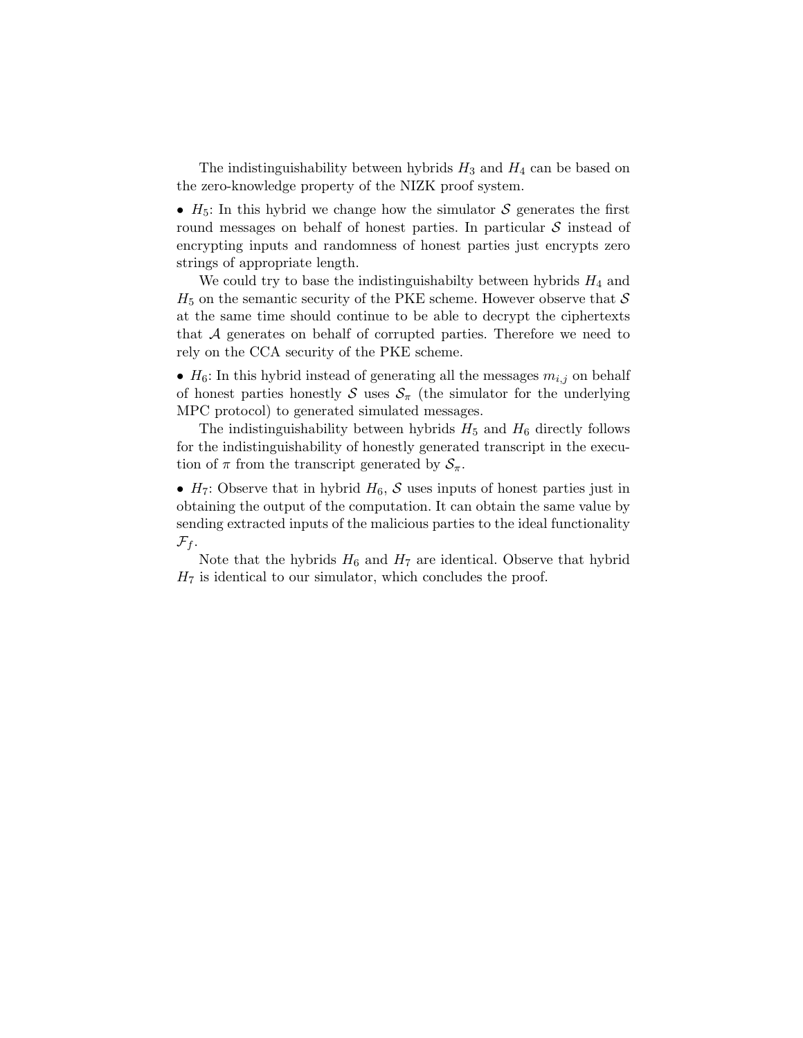The indistinguishability between hybrids $H_3$ and $H_4$ can be based on the zero-knowledge property of the NIZK proof system.

- $H_5$: In this hybrid we change how the simulator $\mathcal{S}$ generates the first round messages on behalf of honest parties. In particular $\mathcal{S}$ instead of encrypting inputs and randomness of honest parties just encrypts zero strings of appropriate length.

We could try to base the indistinguishabilty between hybrids $H_4$ and $H_5$ on the semantic security of the PKE scheme. However observe that $\mathcal{S}$ at the same time should continue to be able to decrypt the ciphertexts that $\mathcal{A}$ generates on behalf of corrupted parties. Therefore we need to rely on the CCA security of the PKE scheme.

- $H_6$: In this hybrid instead of generating all the messages $m_{i,j}$ on behalf of honest parties honestly $\mathcal{S}$ uses $\mathcal{S}_\pi$ (the simulator for the underlying MPC protocol) to generated simulated messages.

The indistinguishability between hybrids $H_5$ and $H_6$ directly follows for the indistinguishability of honestly generated transcript in the execution of $\pi$ from the transcript generated by $\mathcal{S}_\pi$.

- $H_7$: Observe that in hybrid $H_6$, $\mathcal{S}$ uses inputs of honest parties just in obtaining the output of the computation. It can obtain the same value by sending extracted inputs of the malicious parties to the ideal functionality $\mathcal{F}_f$.

Note that the hybrids $H_6$ and $H_7$ are identical. Observe that hybrid $H_7$ is identical to our simulator, which concludes the proof.